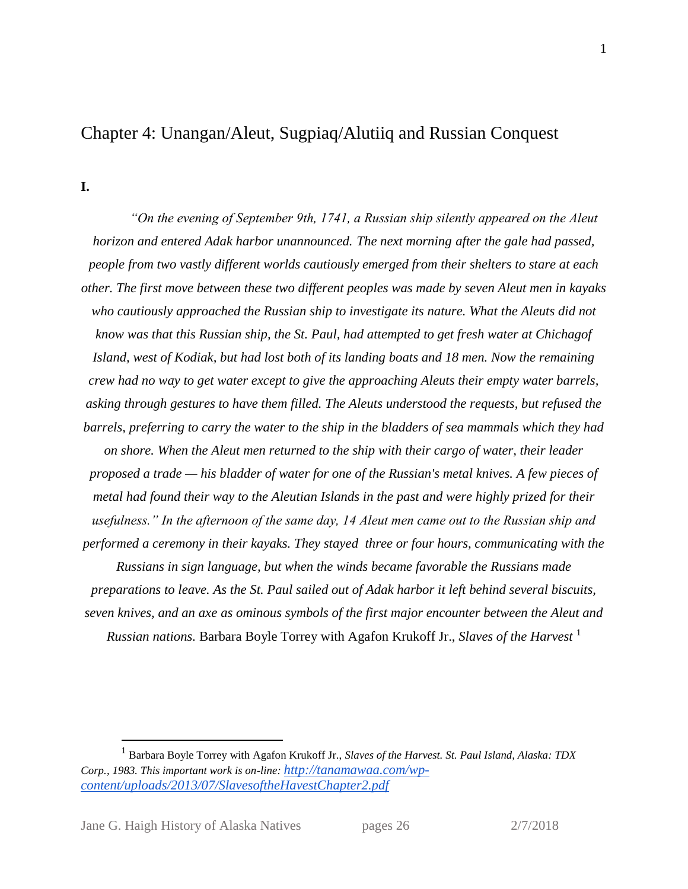# Chapter 4: Unangan/Aleut, Sugpiaq/Alutiiq and Russian Conquest

**I.**

*"On the evening of September 9th, 1741, a Russian ship silently appeared on the Aleut horizon and entered Adak harbor unannounced. The next morning after the gale had passed, people from two vastly different worlds cautiously emerged from their shelters to stare at each other. The first move between these two different peoples was made by seven Aleut men in kayaks who cautiously approached the Russian ship to investigate its nature. What the Aleuts did not know was that this Russian ship, the St. Paul, had attempted to get fresh water at Chichagof Island, west of Kodiak, but had lost both of its landing boats and 18 men. Now the remaining crew had no way to get water except to give the approaching Aleuts their empty water barrels, asking through gestures to have them filled. The Aleuts understood the requests, but refused the barrels, preferring to carry the water to the ship in the bladders of sea mammals which they had on shore. When the Aleut men returned to the ship with their cargo of water, their leader proposed a trade — his bladder of water for one of the Russian's metal knives. A few pieces of metal had found their way to the Aleutian Islands in the past and were highly prized for their usefulness." In the afternoon of the same day, 14 Aleut men came out to the Russian ship and performed a ceremony in their kayaks. They stayed three or four hours, communicating with the Russians in sign language, but when the winds became favorable the Russians made preparations to leave. As the St. Paul sailed out of Adak harbor it left behind several biscuits, seven knives, and an axe as ominous symbols of the first major encounter between the Aleut and Russian nations.* Barbara Boyle Torrey with Agafon Krukoff Jr., *Slaves of the Harvest* [1]

[1] Barbara Boyle Torrey with Agafon Krukoff Jr., *Slaves of the Harvest. St. Paul Island, Alaska: TDX Corp., 1983. This important work is on-line: http://tanamawaa.com/wp-content/uploads/2013/07/SlavesoftheHavestChapter2.pdf*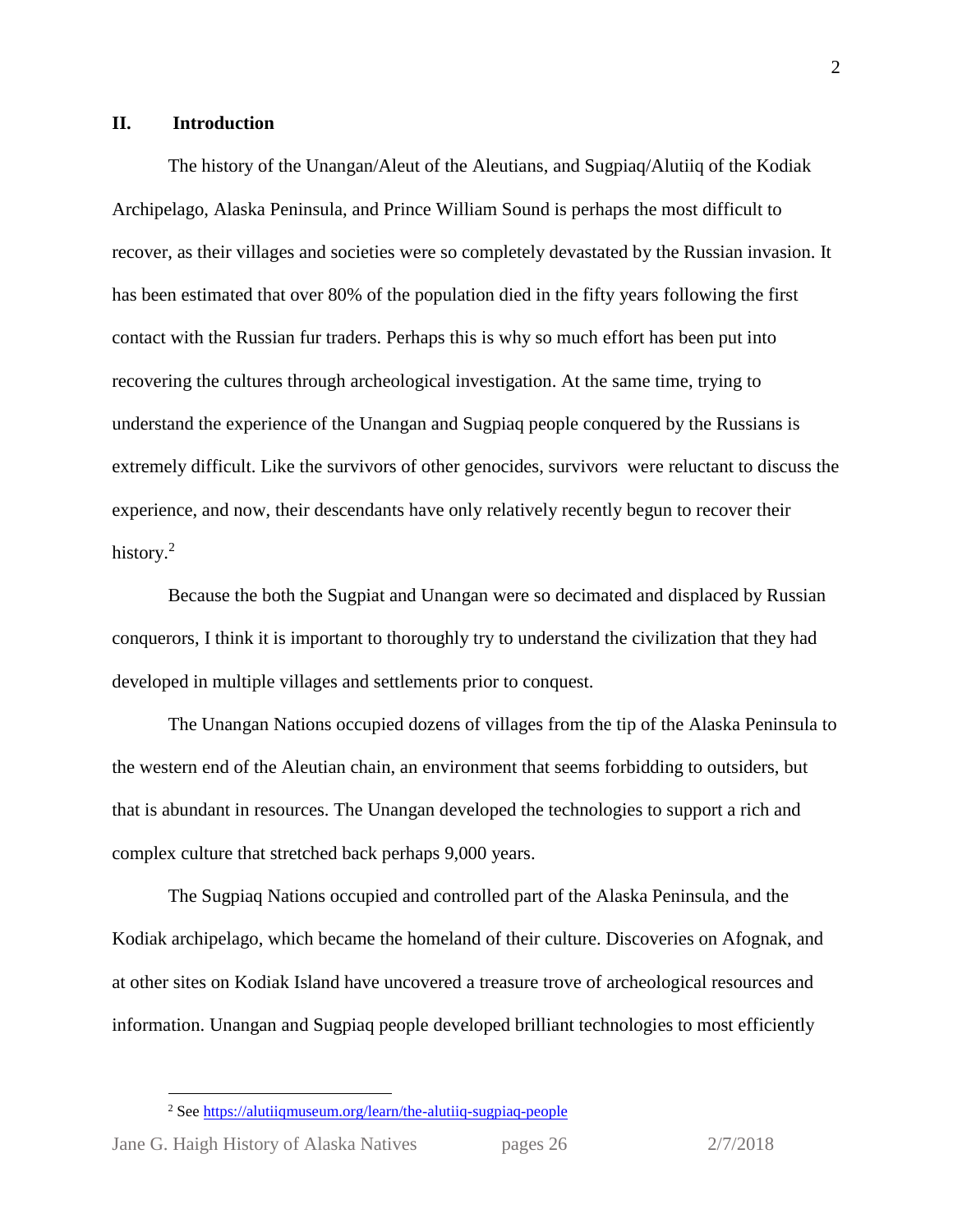## II. Introduction

The history of the Unangan/Aleut of the Aleutians, and Sugpiaq/Alutiiq of the Kodiak Archipelago, Alaska Peninsula, and Prince William Sound is perhaps the most difficult to recover, as their villages and societies were so completely devastated by the Russian invasion. It has been estimated that over 80% of the population died in the fifty years following the first contact with the Russian fur traders. Perhaps this is why so much effort has been put into recovering the cultures through archeological investigation. At the same time, trying to understand the experience of the Unangan and Sugpiaq people conquered by the Russians is extremely difficult. Like the survivors of other genocides, survivors were reluctant to discuss the experience, and now, their descendants have only relatively recently begun to recover their history.[2]

Because the both the Sugpiat and Unangan were so decimated and displaced by Russian conquerors, I think it is important to thoroughly try to understand the civilization that they had developed in multiple villages and settlements prior to conquest.

The Unangan Nations occupied dozens of villages from the tip of the Alaska Peninsula to the western end of the Aleutian chain, an environment that seems forbidding to outsiders, but that is abundant in resources. The Unangan developed the technologies to support a rich and complex culture that stretched back perhaps 9,000 years.

The Sugpiaq Nations occupied and controlled part of the Alaska Peninsula, and the Kodiak archipelago, which became the homeland of their culture. Discoveries on Afognak, and at other sites on Kodiak Island have uncovered a treasure trove of archeological resources and information. Unangan and Sugpiaq people developed brilliant technologies to most efficiently

---

[2] See https://alutiiqmuseum.org/learn/the-alutiiq-sugpiaq-people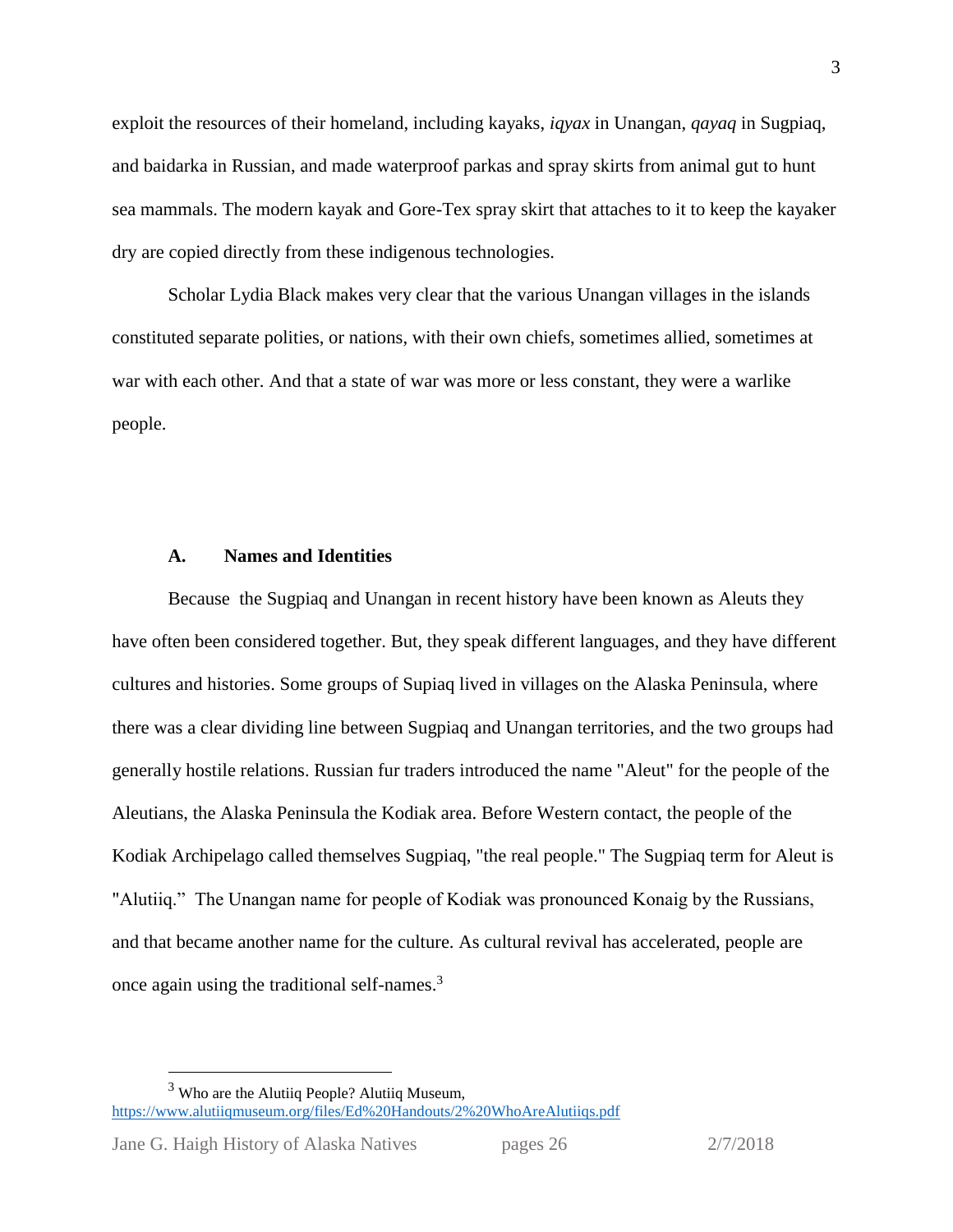exploit the resources of their homeland, including kayaks, *iqyax* in Unangan, *qayaq* in Sugpiaq, and baidarka in Russian, and made waterproof parkas and spray skirts from animal gut to hunt sea mammals. The modern kayak and Gore-Tex spray skirt that attaches to it to keep the kayaker dry are copied directly from these indigenous technologies.

Scholar Lydia Black makes very clear that the various Unangan villages in the islands constituted separate polities, or nations, with their own chiefs, sometimes allied, sometimes at war with each other. And that a state of war was more or less constant, they were a warlike people.

### A. Names and Identities

Because the Sugpiaq and Unangan in recent history have been known as Aleuts they have often been considered together. But, they speak different languages, and they have different cultures and histories. Some groups of Supiaq lived in villages on the Alaska Peninsula, where there was a clear dividing line between Sugpiaq and Unangan territories, and the two groups had generally hostile relations. Russian fur traders introduced the name "Aleut" for the people of the Aleutians, the Alaska Peninsula the Kodiak area. Before Western contact, the people of the Kodiak Archipelago called themselves Sugpiaq, "the real people." The Sugpiaq term for Aleut is "Alutiiq." The Unangan name for people of Kodiak was pronounced Konaig by the Russians, and that became another name for the culture. As cultural revival has accelerated, people are once again using the traditional self-names.[3]

---

[3] Who are the Alutiiq People? Alutiiq Museum, https://www.alutiiqmuseum.org/files/Ed%20Handouts/2%20WhoAreAlutiiqs.pdf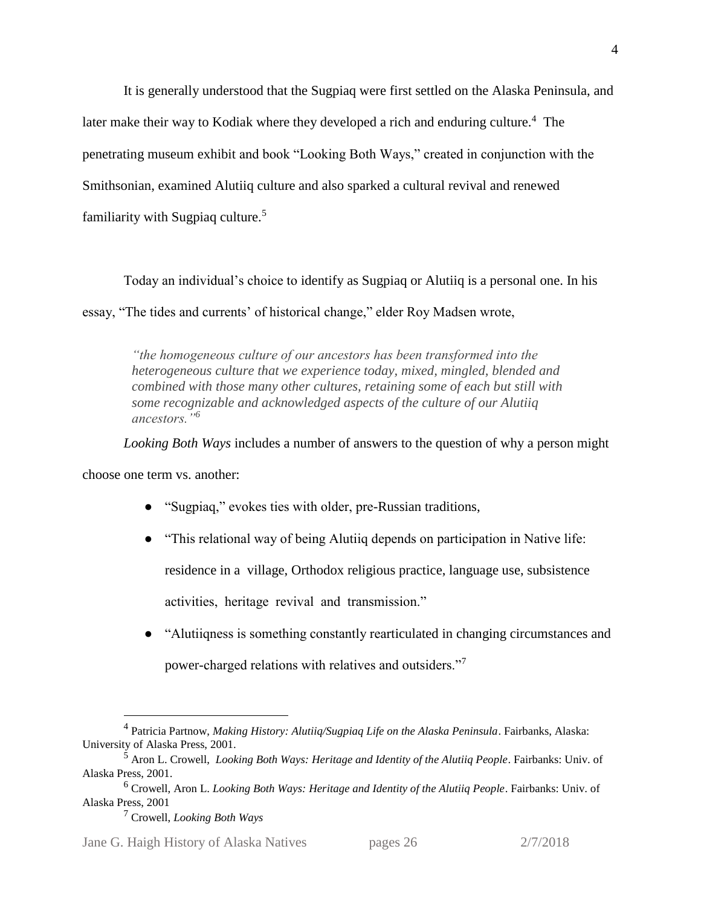It is generally understood that the Sugpiaq were first settled on the Alaska Peninsula, and later make their way to Kodiak where they developed a rich and enduring culture.[4] The penetrating museum exhibit and book "Looking Both Ways," created in conjunction with the Smithsonian, examined Alutiiq culture and also sparked a cultural revival and renewed familiarity with Sugpiaq culture.[5]

Today an individual's choice to identify as Sugpiaq or Alutiiq is a personal one. In his essay, "The tides and currents' of historical change," elder Roy Madsen wrote,

> *"the homogeneous culture of our ancestors has been transformed into the heterogeneous culture that we experience today, mixed, mingled, blended and combined with those many other cultures, retaining some of each but still with some recognizable and acknowledged aspects of the culture of our Alutiiq ancestors."*[6]

*Looking Both Ways* includes a number of answers to the question of why a person might choose one term vs. another:

- "Sugpiaq," evokes ties with older, pre-Russian traditions,
- "This relational way of being Alutiiq depends on participation in Native life: residence in a village, Orthodox religious practice, language use, subsistence activities, heritage revival and transmission."
- "Alutiiqness is something constantly rearticulated in changing circumstances and power-charged relations with relatives and outsiders."[7]

---

[4] Patricia Partnow, *Making History: Alutiiq/Sugpiaq Life on the Alaska Peninsula*. Fairbanks, Alaska: University of Alaska Press, 2001.

[5] Aron L. Crowell, *Looking Both Ways: Heritage and Identity of the Alutiiq People*. Fairbanks: Univ. of Alaska Press, 2001.

[6] Crowell, Aron L. *Looking Both Ways: Heritage and Identity of the Alutiiq People*. Fairbanks: Univ. of Alaska Press, 2001

[7] Crowell, *Looking Both Ways*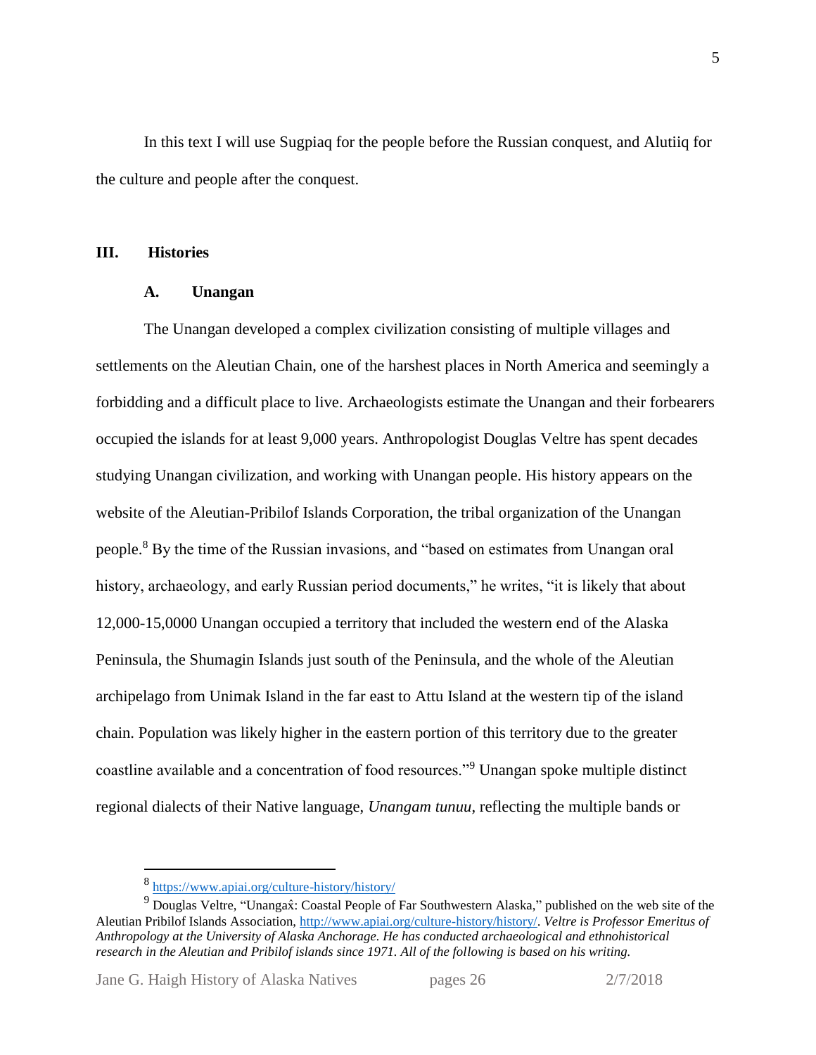In this text I will use Sugpiaq for the people before the Russian conquest, and Alutiiq for the culture and people after the conquest.

## III. Histories

### A. Unangan

The Unangan developed a complex civilization consisting of multiple villages and settlements on the Aleutian Chain, one of the harshest places in North America and seemingly a forbidding and a difficult place to live. Archaeologists estimate the Unangan and their forbearers occupied the islands for at least 9,000 years. Anthropologist Douglas Veltre has spent decades studying Unangan civilization, and working with Unangan people. His history appears on the website of the Aleutian-Pribilof Islands Corporation, the tribal organization of the Unangan people.[8] By the time of the Russian invasions, and "based on estimates from Unangan oral history, archaeology, and early Russian period documents," he writes, "it is likely that about 12,000-15,0000 Unangan occupied a territory that included the western end of the Alaska Peninsula, the Shumagin Islands just south of the Peninsula, and the whole of the Aleutian archipelago from Unimak Island in the far east to Attu Island at the western tip of the island chain. Population was likely higher in the eastern portion of this territory due to the greater coastline available and a concentration of food resources."[9] Unangan spoke multiple distinct regional dialects of their Native language, *Unangam tunuu*, reflecting the multiple bands or

---

[8] https://www.apiai.org/culture-history/history/

[9] Douglas Veltre, "Unangax̂: Coastal People of Far Southwestern Alaska," published on the web site of the Aleutian Pribilof Islands Association, http://www.apiai.org/culture-history/history/. *Veltre is Professor Emeritus of Anthropology at the University of Alaska Anchorage. He has conducted archaeological and ethnohistorical research in the Aleutian and Pribilof islands since 1971. All of the following is based on his writing.*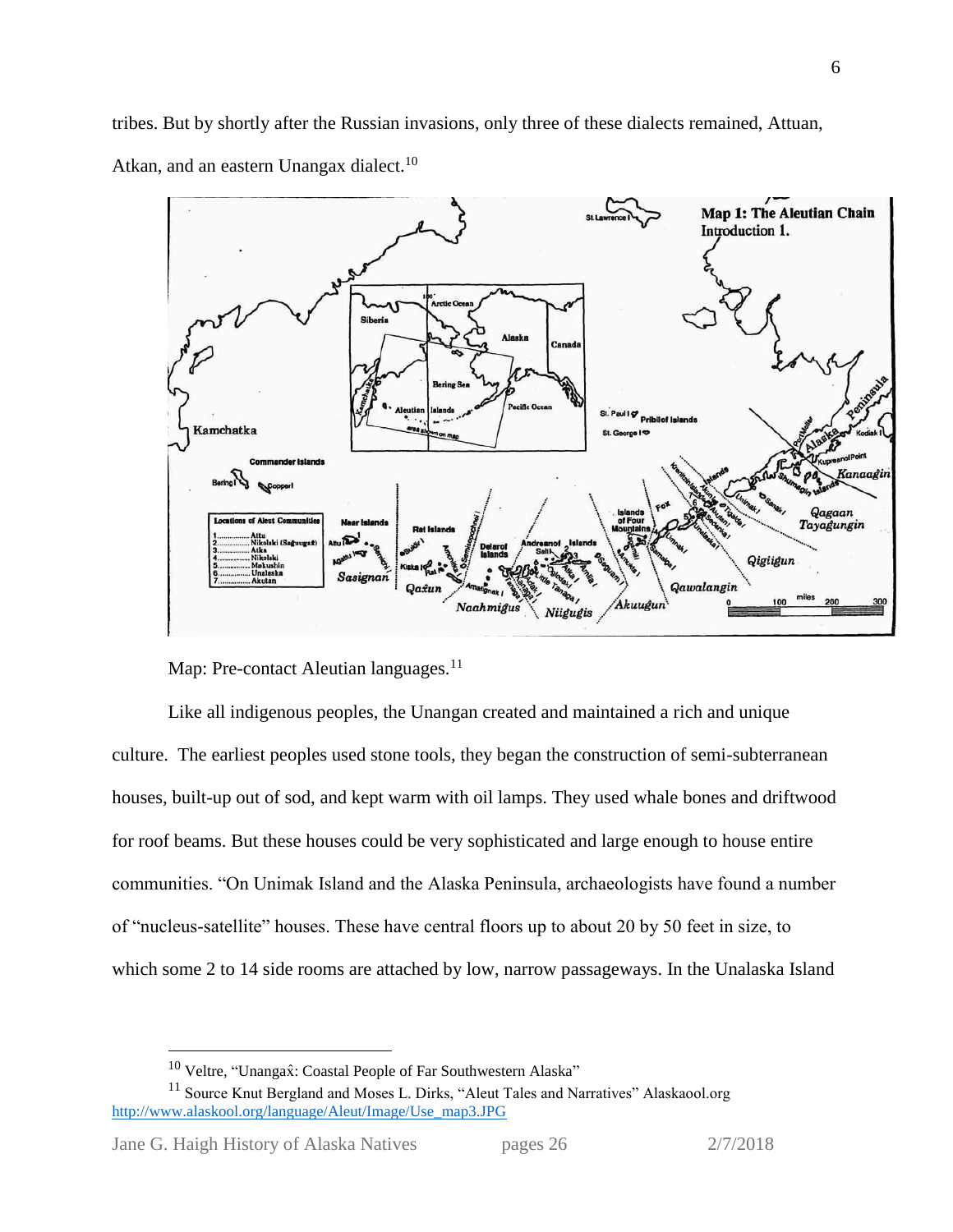tribes. But by shortly after the Russian invasions, only three of these dialects remained, Attuan, Atkan, and an eastern Unangax dialect.[10]

Map: Pre-contact Aleutian languages.[11]

Like all indigenous peoples, the Unangan created and maintained a rich and unique culture. The earliest peoples used stone tools, they began the construction of semi-subterranean houses, built-up out of sod, and kept warm with oil lamps. They used whale bones and driftwood for roof beams. But these houses could be very sophisticated and large enough to house entire communities. "On Unimak Island and the Alaska Peninsula, archaeologists have found a number of "nucleus-satellite" houses. These have central floors up to about 20 by 50 feet in size, to which some 2 to 14 side rooms are attached by low, narrow passageways. In the Unalaska Island

---

[10] Veltre, "Unangax̂: Coastal People of Far Southwestern Alaska"

[11] Source Knut Bergland and Moses L. Dirks, "Aleut Tales and Narratives" Alaskaool.org http://www.alaskool.org/language/Aleut/Image/Use_map3.JPG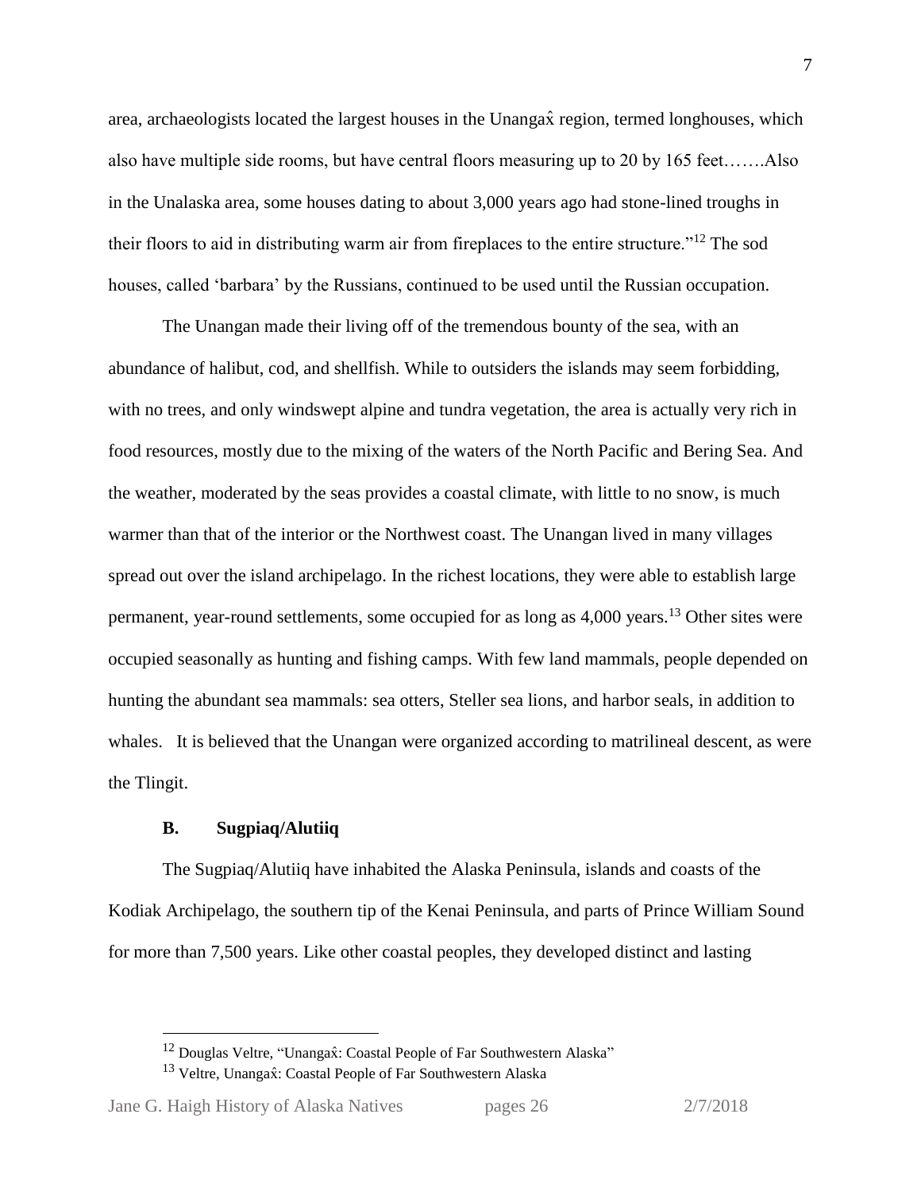area, archaeologists located the largest houses in the Unangax̂ region, termed longhouses, which also have multiple side rooms, but have central floors measuring up to 20 by 165 feet…….Also in the Unalaska area, some houses dating to about 3,000 years ago had stone-lined troughs in their floors to aid in distributing warm air from fireplaces to the entire structure."[12] The sod houses, called 'barbara' by the Russians, continued to be used until the Russian occupation.

The Unangan made their living off of the tremendous bounty of the sea, with an abundance of halibut, cod, and shellfish. While to outsiders the islands may seem forbidding, with no trees, and only windswept alpine and tundra vegetation, the area is actually very rich in food resources, mostly due to the mixing of the waters of the North Pacific and Bering Sea. And the weather, moderated by the seas provides a coastal climate, with little to no snow, is much warmer than that of the interior or the Northwest coast. The Unangan lived in many villages spread out over the island archipelago. In the richest locations, they were able to establish large permanent, year-round settlements, some occupied for as long as 4,000 years.[13] Other sites were occupied seasonally as hunting and fishing camps. With few land mammals, people depended on hunting the abundant sea mammals: sea otters, Steller sea lions, and harbor seals, in addition to whales. It is believed that the Unangan were organized according to matrilineal descent, as were the Tlingit.

### B. Sugpiaq/Alutiiq

The Sugpiaq/Alutiiq have inhabited the Alaska Peninsula, islands and coasts of the Kodiak Archipelago, the southern tip of the Kenai Peninsula, and parts of Prince William Sound for more than 7,500 years. Like other coastal peoples, they developed distinct and lasting

---

[12] Douglas Veltre, "Unangax̂: Coastal People of Far Southwestern Alaska"

[13] Veltre, Unangax̂: Coastal People of Far Southwestern Alaska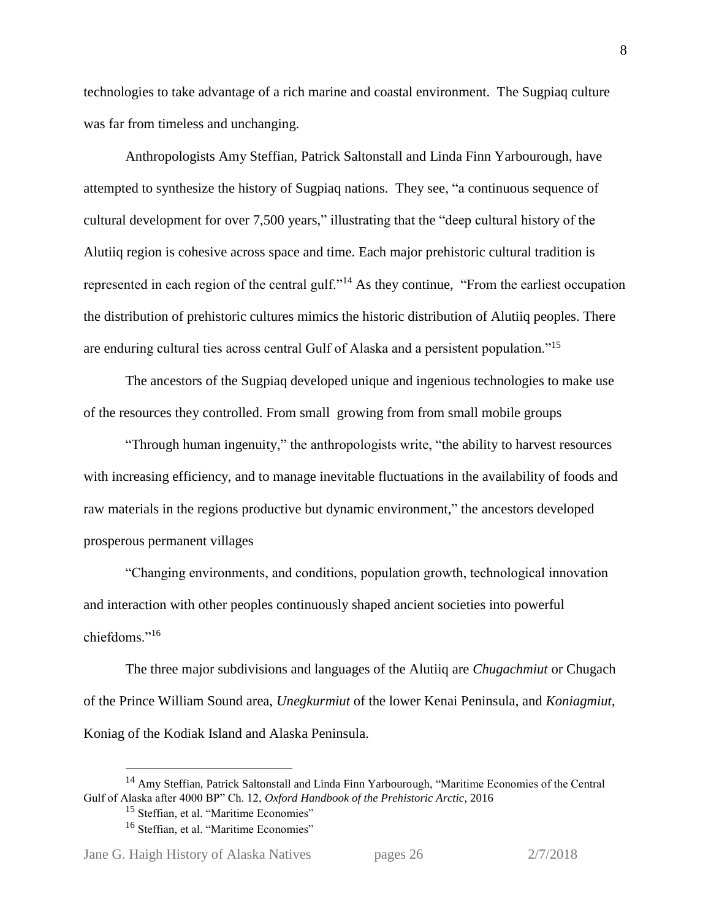technologies to take advantage of a rich marine and coastal environment. The Sugpiaq culture was far from timeless and unchanging.

Anthropologists Amy Steffian, Patrick Saltonstall and Linda Finn Yarbourough, have attempted to synthesize the history of Sugpiaq nations. They see, "a continuous sequence of cultural development for over 7,500 years," illustrating that the "deep cultural history of the Alutiiq region is cohesive across space and time. Each major prehistoric cultural tradition is represented in each region of the central gulf."[14] As they continue, "From the earliest occupation the distribution of prehistoric cultures mimics the historic distribution of Alutiiq peoples. There are enduring cultural ties across central Gulf of Alaska and a persistent population."[15]

The ancestors of the Sugpiaq developed unique and ingenious technologies to make use of the resources they controlled. From small growing from from small mobile groups

"Through human ingenuity," the anthropologists write, "the ability to harvest resources with increasing efficiency, and to manage inevitable fluctuations in the availability of foods and raw materials in the regions productive but dynamic environment," the ancestors developed prosperous permanent villages

"Changing environments, and conditions, population growth, technological innovation and interaction with other peoples continuously shaped ancient societies into powerful chiefdoms."[16]

The three major subdivisions and languages of the Alutiiq are *Chugachmiut* or Chugach of the Prince William Sound area, *Unegkurmiut* of the lower Kenai Peninsula, and *Koniagmiut*, Koniag of the Kodiak Island and Alaska Peninsula.

---

[14] Amy Steffian, Patrick Saltonstall and Linda Finn Yarbourough, "Maritime Economies of the Central Gulf of Alaska after 4000 BP" Ch. 12, *Oxford Handbook of the Prehistoric Arctic*, 2016

[15] Steffian, et al. "Maritime Economies"

[16] Steffian, et al. "Maritime Economies"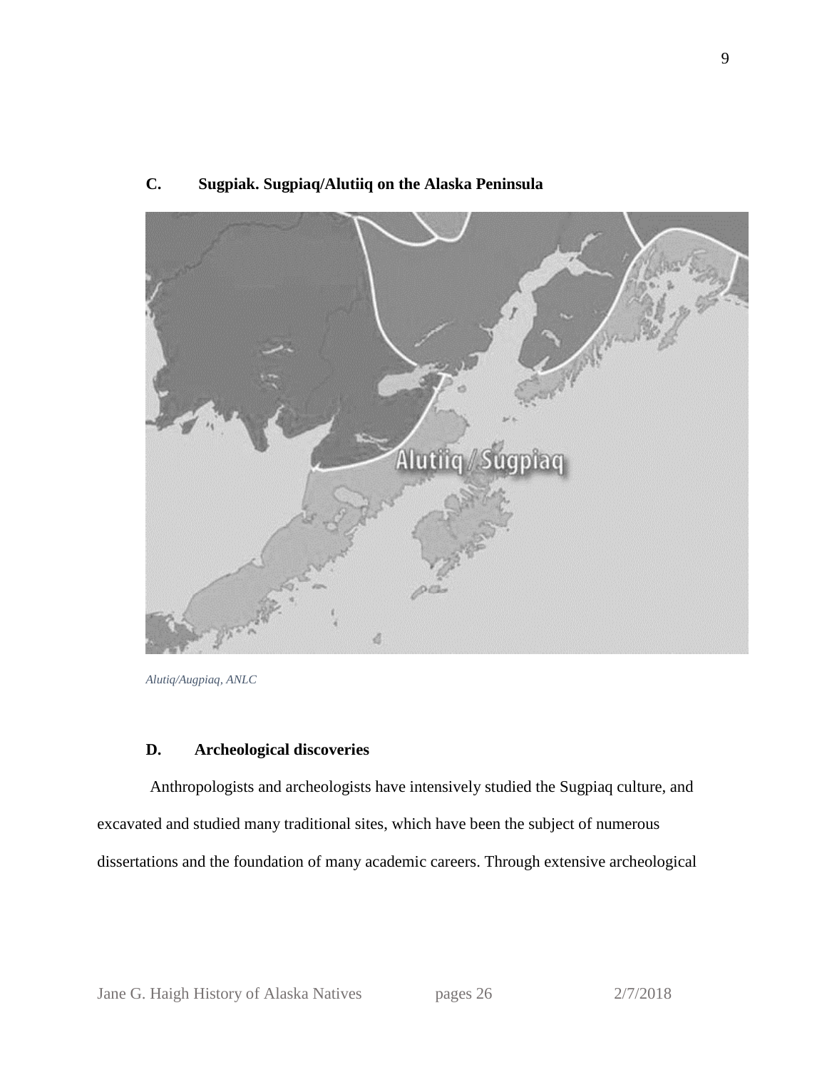## C. Sugpiak. Sugpiaq/Alutiiq on the Alaska Peninsula

*Alutiq/Augpiaq, ANLC*

## D. Archeological discoveries

Anthropologists and archeologists have intensively studied the Sugpiaq culture, and excavated and studied many traditional sites, which have been the subject of numerous dissertations and the foundation of many academic careers. Through extensive archeological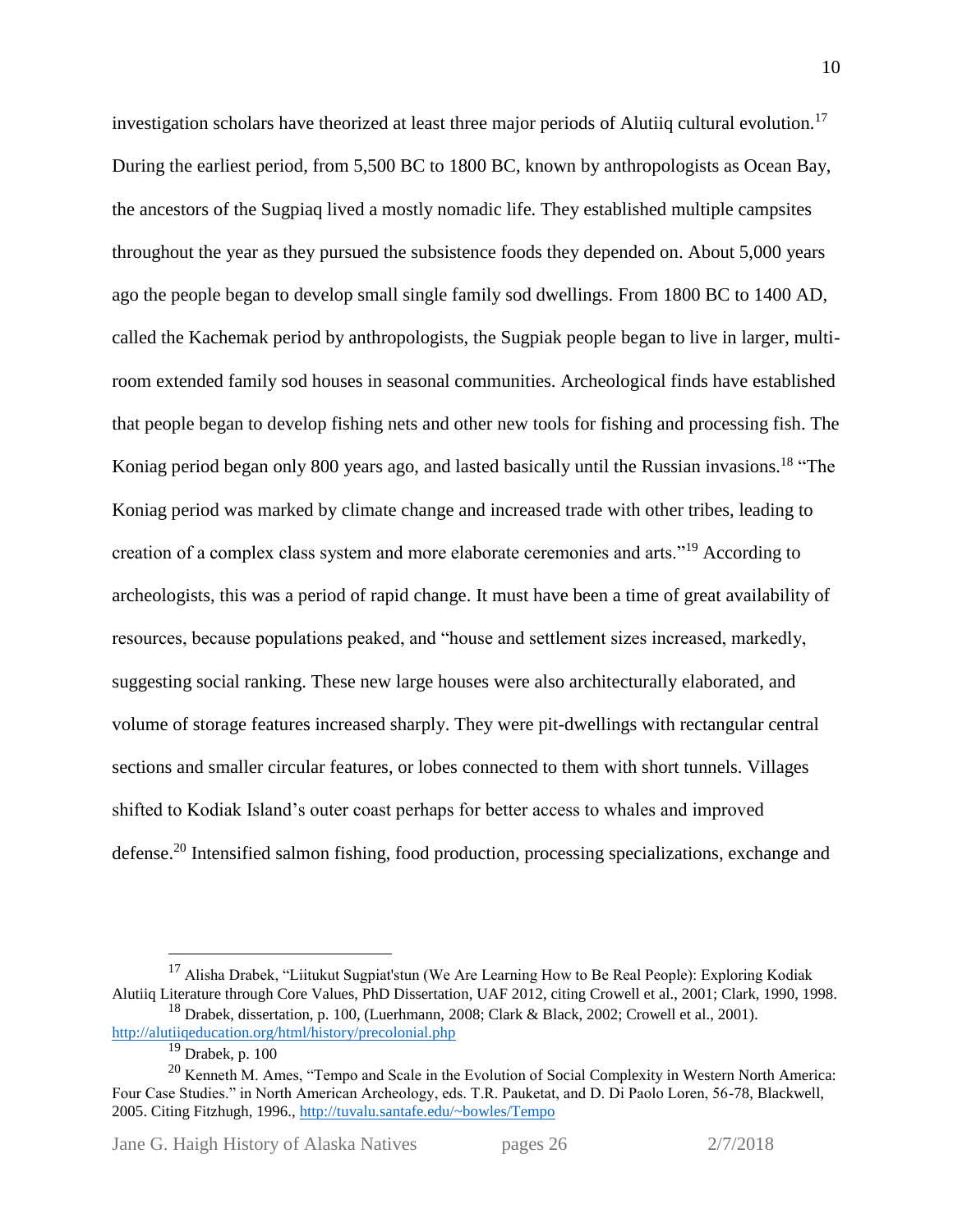investigation scholars have theorized at least three major periods of Alutiiq cultural evolution.[17] During the earliest period, from 5,500 BC to 1800 BC, known by anthropologists as Ocean Bay, the ancestors of the Sugpiaq lived a mostly nomadic life. They established multiple campsites throughout the year as they pursued the subsistence foods they depended on. About 5,000 years ago the people began to develop small single family sod dwellings. From 1800 BC to 1400 AD, called the Kachemak period by anthropologists, the Sugpiak people began to live in larger, multi-room extended family sod houses in seasonal communities. Archeological finds have established that people began to develop fishing nets and other new tools for fishing and processing fish. The Koniag period began only 800 years ago, and lasted basically until the Russian invasions.[18] "The Koniag period was marked by climate change and increased trade with other tribes, leading to creation of a complex class system and more elaborate ceremonies and arts."[19] According to archeologists, this was a period of rapid change. It must have been a time of great availability of resources, because populations peaked, and "house and settlement sizes increased, markedly, suggesting social ranking. These new large houses were also architecturally elaborated, and volume of storage features increased sharply. They were pit-dwellings with rectangular central sections and smaller circular features, or lobes connected to them with short tunnels. Villages shifted to Kodiak Island's outer coast perhaps for better access to whales and improved defense.[20] Intensified salmon fishing, food production, processing specializations, exchange and

---

[17] Alisha Drabek, "Liitukut Sugpiat'stun (We Are Learning How to Be Real People): Exploring Kodiak Alutiiq Literature through Core Values, PhD Dissertation, UAF 2012, citing Crowell et al., 2001; Clark, 1990, 1998.

[18] Drabek, dissertation, p. 100, (Luerhmann, 2008; Clark & Black, 2002; Crowell et al., 2001). http://alutiiqeducation.org/html/history/precolonial.php

[19] Drabek, p. 100

[20] Kenneth M. Ames, "Tempo and Scale in the Evolution of Social Complexity in Western North America: Four Case Studies." in North American Archeology, eds. T.R. Pauketat, and D. Di Paolo Loren, 56-78, Blackwell, 2005. Citing Fitzhugh, 1996., http://tuvalu.santafe.edu/~bowles/Tempo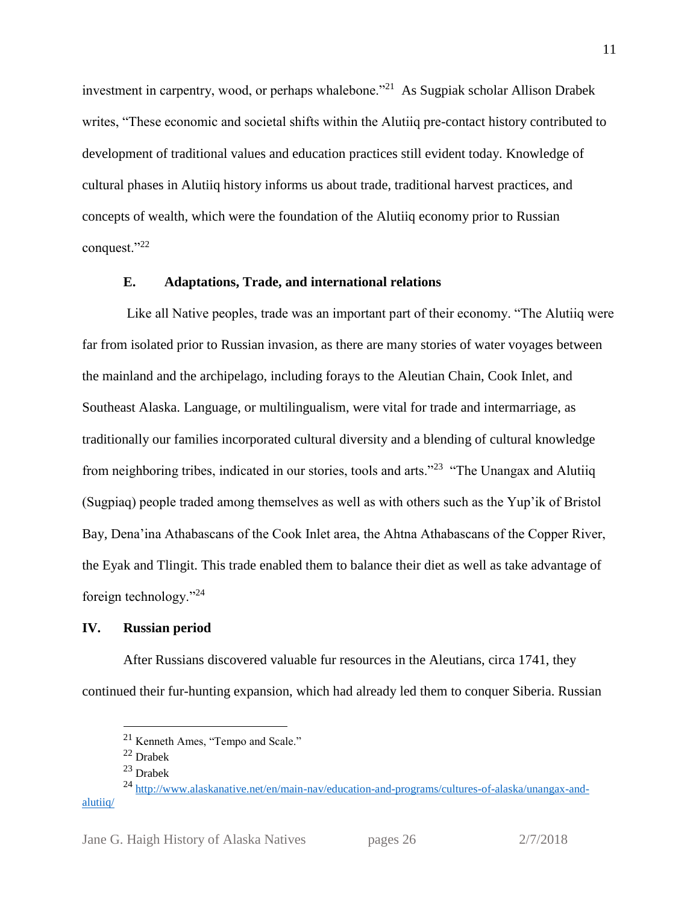investment in carpentry, wood, or perhaps whalebone."[21] As Sugpiak scholar Allison Drabek writes, "These economic and societal shifts within the Alutiiq pre-contact history contributed to development of traditional values and education practices still evident today. Knowledge of cultural phases in Alutiiq history informs us about trade, traditional harvest practices, and concepts of wealth, which were the foundation of the Alutiiq economy prior to Russian conquest."[22]

### E. Adaptations, Trade, and international relations

Like all Native peoples, trade was an important part of their economy. "The Alutiiq were far from isolated prior to Russian invasion, as there are many stories of water voyages between the mainland and the archipelago, including forays to the Aleutian Chain, Cook Inlet, and Southeast Alaska. Language, or multilingualism, were vital for trade and intermarriage, as traditionally our families incorporated cultural diversity and a blending of cultural knowledge from neighboring tribes, indicated in our stories, tools and arts."[23] "The Unangax and Alutiiq (Sugpiaq) people traded among themselves as well as with others such as the Yup'ik of Bristol Bay, Dena'ina Athabascans of the Cook Inlet area, the Ahtna Athabascans of the Copper River, the Eyak and Tlingit. This trade enabled them to balance their diet as well as take advantage of foreign technology."[24]

## IV. Russian period

After Russians discovered valuable fur resources in the Aleutians, circa 1741, they continued their fur-hunting expansion, which had already led them to conquer Siberia. Russian

---

[21] Kenneth Ames, "Tempo and Scale."

[22] Drabek

[23] Drabek

[24] http://www.alaskanative.net/en/main-nav/education-and-programs/cultures-of-alaska/unangax-and-alutiiq/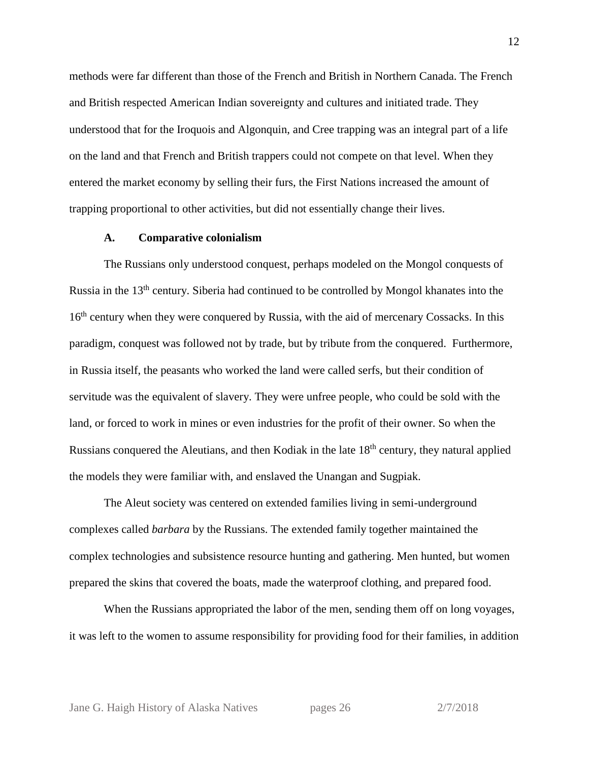methods were far different than those of the French and British in Northern Canada. The French and British respected American Indian sovereignty and cultures and initiated trade. They understood that for the Iroquois and Algonquin, and Cree trapping was an integral part of a life on the land and that French and British trappers could not compete on that level. When they entered the market economy by selling their furs, the First Nations increased the amount of trapping proportional to other activities, but did not essentially change their lives.

### A. Comparative colonialism

The Russians only understood conquest, perhaps modeled on the Mongol conquests of Russia in the 13th century. Siberia had continued to be controlled by Mongol khanates into the 16th century when they were conquered by Russia, with the aid of mercenary Cossacks. In this paradigm, conquest was followed not by trade, but by tribute from the conquered. Furthermore, in Russia itself, the peasants who worked the land were called serfs, but their condition of servitude was the equivalent of slavery. They were unfree people, who could be sold with the land, or forced to work in mines or even industries for the profit of their owner. So when the Russians conquered the Aleutians, and then Kodiak in the late 18th century, they natural applied the models they were familiar with, and enslaved the Unangan and Sugpiak.

The Aleut society was centered on extended families living in semi-underground complexes called *barbara* by the Russians. The extended family together maintained the complex technologies and subsistence resource hunting and gathering. Men hunted, but women prepared the skins that covered the boats, made the waterproof clothing, and prepared food.

When the Russians appropriated the labor of the men, sending them off on long voyages, it was left to the women to assume responsibility for providing food for their families, in addition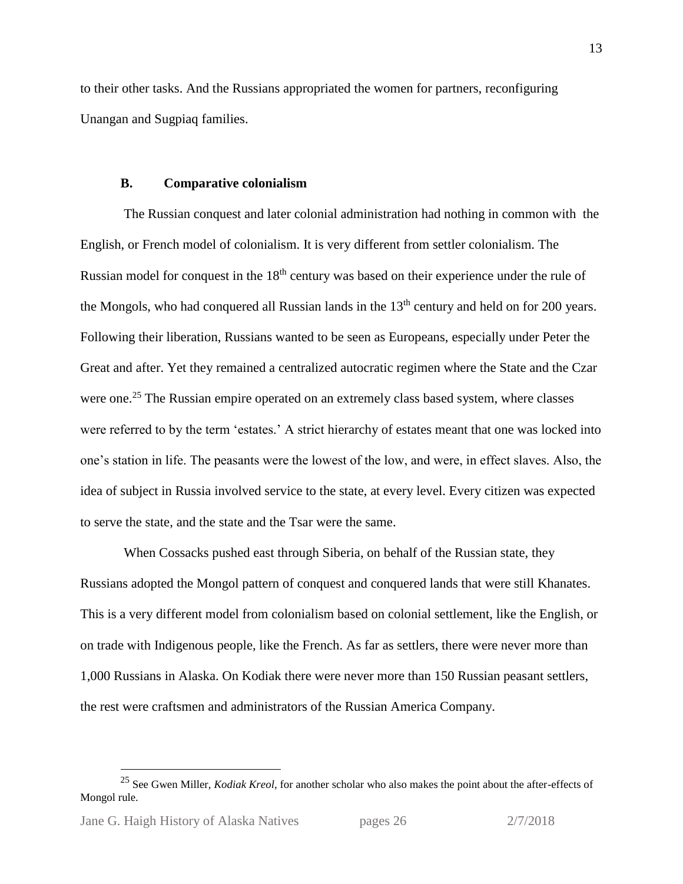to their other tasks. And the Russians appropriated the women for partners, reconfiguring Unangan and Sugpiaq families.

### B. Comparative colonialism

The Russian conquest and later colonial administration had nothing in common with  the English, or French model of colonialism. It is very different from settler colonialism. The Russian model for conquest in the 18th century was based on their experience under the rule of the Mongols, who had conquered all Russian lands in the 13th century and held on for 200 years. Following their liberation, Russians wanted to be seen as Europeans, especially under Peter the Great and after. Yet they remained a centralized autocratic regimen where the State and the Czar were one.[25] The Russian empire operated on an extremely class based system, where classes were referred to by the term 'estates.' A strict hierarchy of estates meant that one was locked into one's station in life. The peasants were the lowest of the low, and were, in effect slaves. Also, the idea of subject in Russia involved service to the state, at every level. Every citizen was expected to serve the state, and the state and the Tsar were the same.

When Cossacks pushed east through Siberia, on behalf of the Russian state, they Russians adopted the Mongol pattern of conquest and conquered lands that were still Khanates. This is a very different model from colonialism based on colonial settlement, like the English, or on trade with Indigenous people, like the French. As far as settlers, there were never more than 1,000 Russians in Alaska. On Kodiak there were never more than 150 Russian peasant settlers, the rest were craftsmen and administrators of the Russian America Company.

[25] See Gwen Miller, *Kodiak Kreol*, for another scholar who also makes the point about the after-effects of Mongol rule.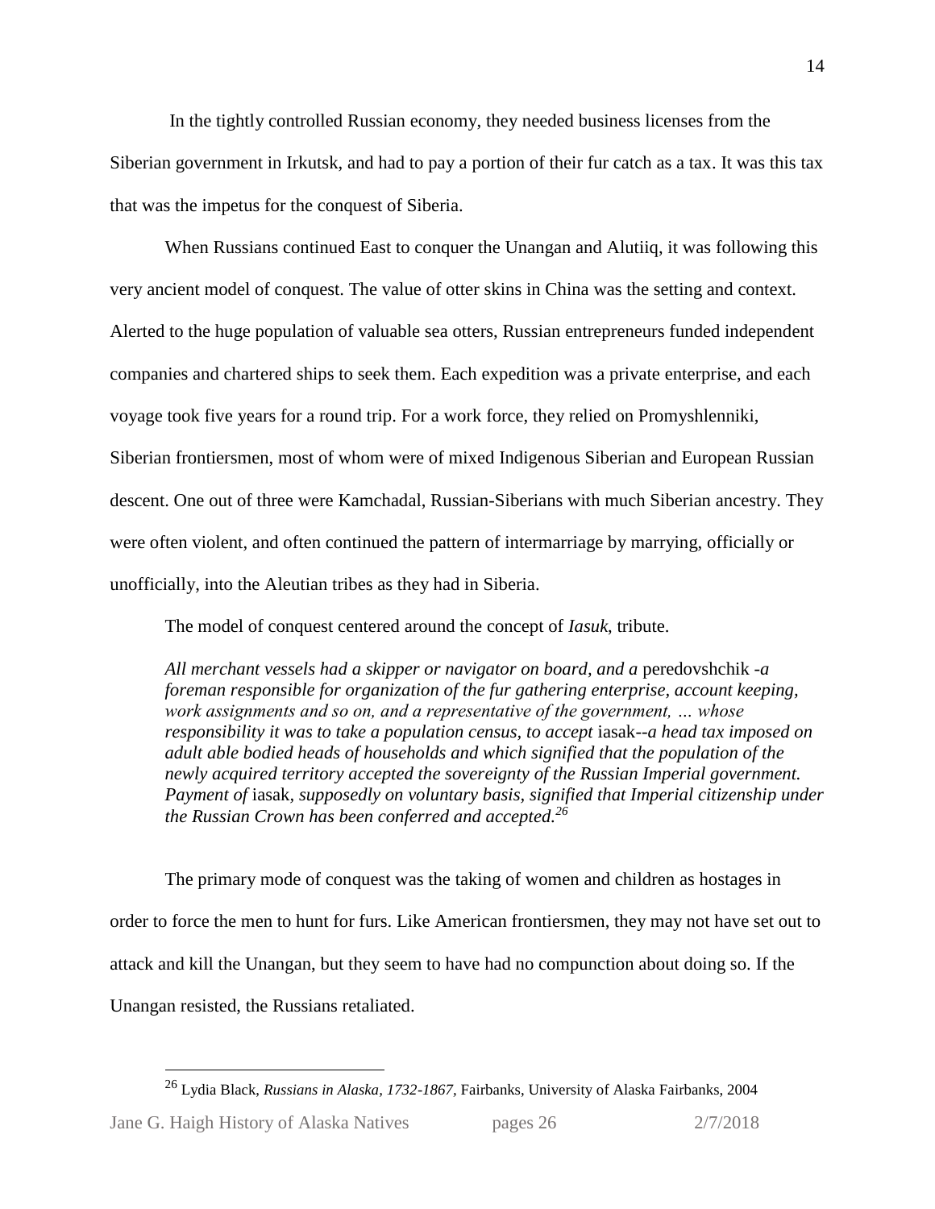In the tightly controlled Russian economy, they needed business licenses from the Siberian government in Irkutsk, and had to pay a portion of their fur catch as a tax. It was this tax that was the impetus for the conquest of Siberia.

When Russians continued East to conquer the Unangan and Alutiiq, it was following this very ancient model of conquest. The value of otter skins in China was the setting and context. Alerted to the huge population of valuable sea otters, Russian entrepreneurs funded independent companies and chartered ships to seek them. Each expedition was a private enterprise, and each voyage took five years for a round trip. For a work force, they relied on Promyshlenniki, Siberian frontiersmen, most of whom were of mixed Indigenous Siberian and European Russian descent. One out of three were Kamchadal, Russian-Siberians with much Siberian ancestry. They were often violent, and often continued the pattern of intermarriage by marrying, officially or unofficially, into the Aleutian tribes as they had in Siberia.

The model of conquest centered around the concept of *Iasuk,* tribute.

> *All merchant vessels had a skipper or navigator on board, and a* peredovshchik *-a foreman responsible for organization of the fur gathering enterprise, account keeping, work assignments and so on, and a representative of the government, … whose responsibility it was to take a population census, to accept* iasak*--a head tax imposed on adult able bodied heads of households and which signified that the population of the newly acquired territory accepted the sovereignty of the Russian Imperial government. Payment of* iasak*, supposedly on voluntary basis, signified that Imperial citizenship under the Russian Crown has been conferred and accepted.*[26]

The primary mode of conquest was the taking of women and children as hostages in order to force the men to hunt for furs. Like American frontiersmen, they may not have set out to attack and kill the Unangan, but they seem to have had no compunction about doing so. If the Unangan resisted, the Russians retaliated.

---

[26] Lydia Black, *Russians in Alaska, 1732-1867,* Fairbanks, University of Alaska Fairbanks, 2004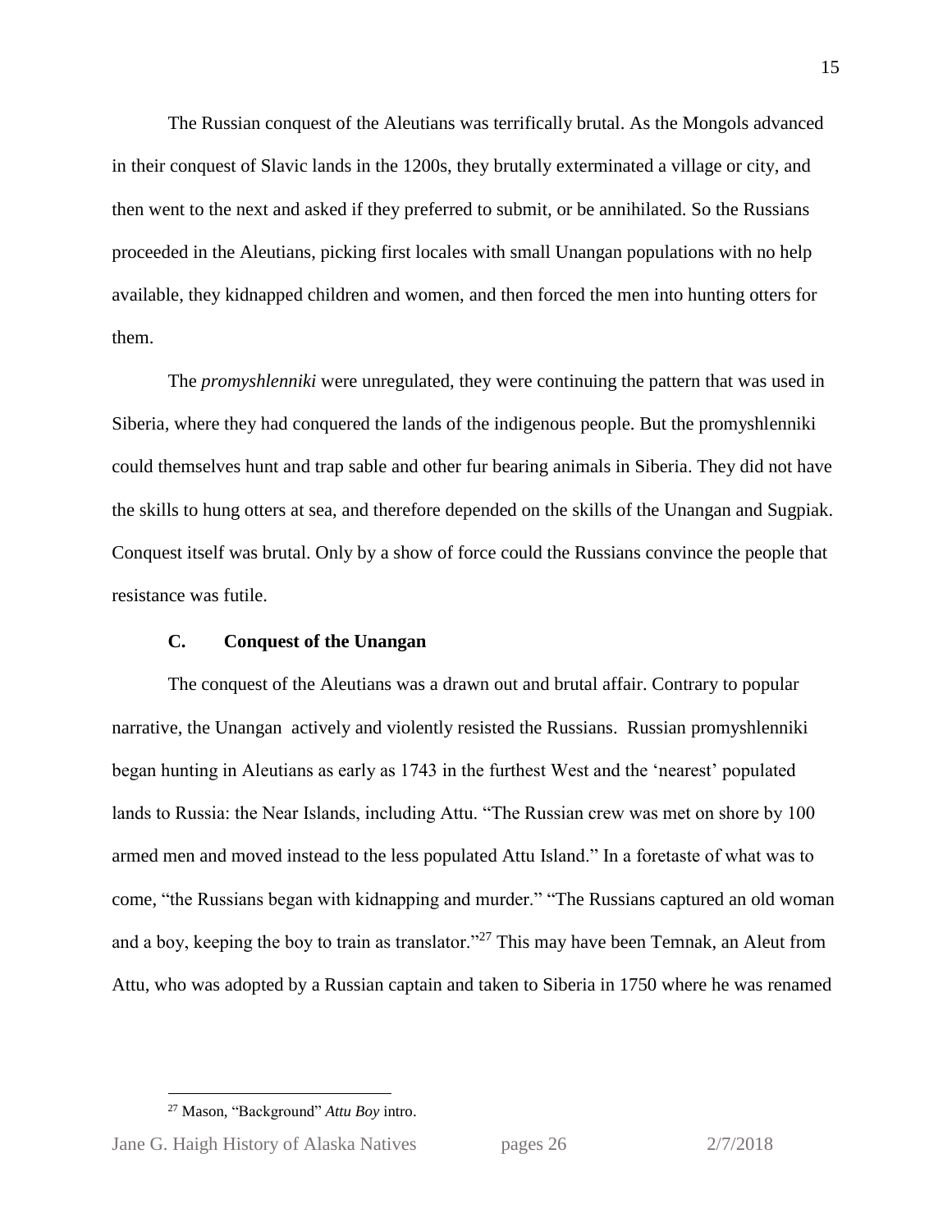The Russian conquest of the Aleutians was terrifically brutal. As the Mongols advanced in their conquest of Slavic lands in the 1200s, they brutally exterminated a village or city, and then went to the next and asked if they preferred to submit, or be annihilated. So the Russians proceeded in the Aleutians, picking first locales with small Unangan populations with no help available, they kidnapped children and women, and then forced the men into hunting otters for them.

The *promyshlenniki* were unregulated, they were continuing the pattern that was used in Siberia, where they had conquered the lands of the indigenous people. But the promyshlenniki could themselves hunt and trap sable and other fur bearing animals in Siberia. They did not have the skills to hung otters at sea, and therefore depended on the skills of the Unangan and Sugpiak. Conquest itself was brutal. Only by a show of force could the Russians convince the people that resistance was futile.

### C. Conquest of the Unangan

The conquest of the Aleutians was a drawn out and brutal affair. Contrary to popular narrative, the Unangan actively and violently resisted the Russians. Russian promyshlenniki began hunting in Aleutians as early as 1743 in the furthest West and the 'nearest' populated lands to Russia: the Near Islands, including Attu. "The Russian crew was met on shore by 100 armed men and moved instead to the less populated Attu Island." In a foretaste of what was to come, "the Russians began with kidnapping and murder." "The Russians captured an old woman and a boy, keeping the boy to train as translator."[27] This may have been Temnak, an Aleut from Attu, who was adopted by a Russian captain and taken to Siberia in 1750 where he was renamed

[27] Mason, "Background" *Attu Boy* intro.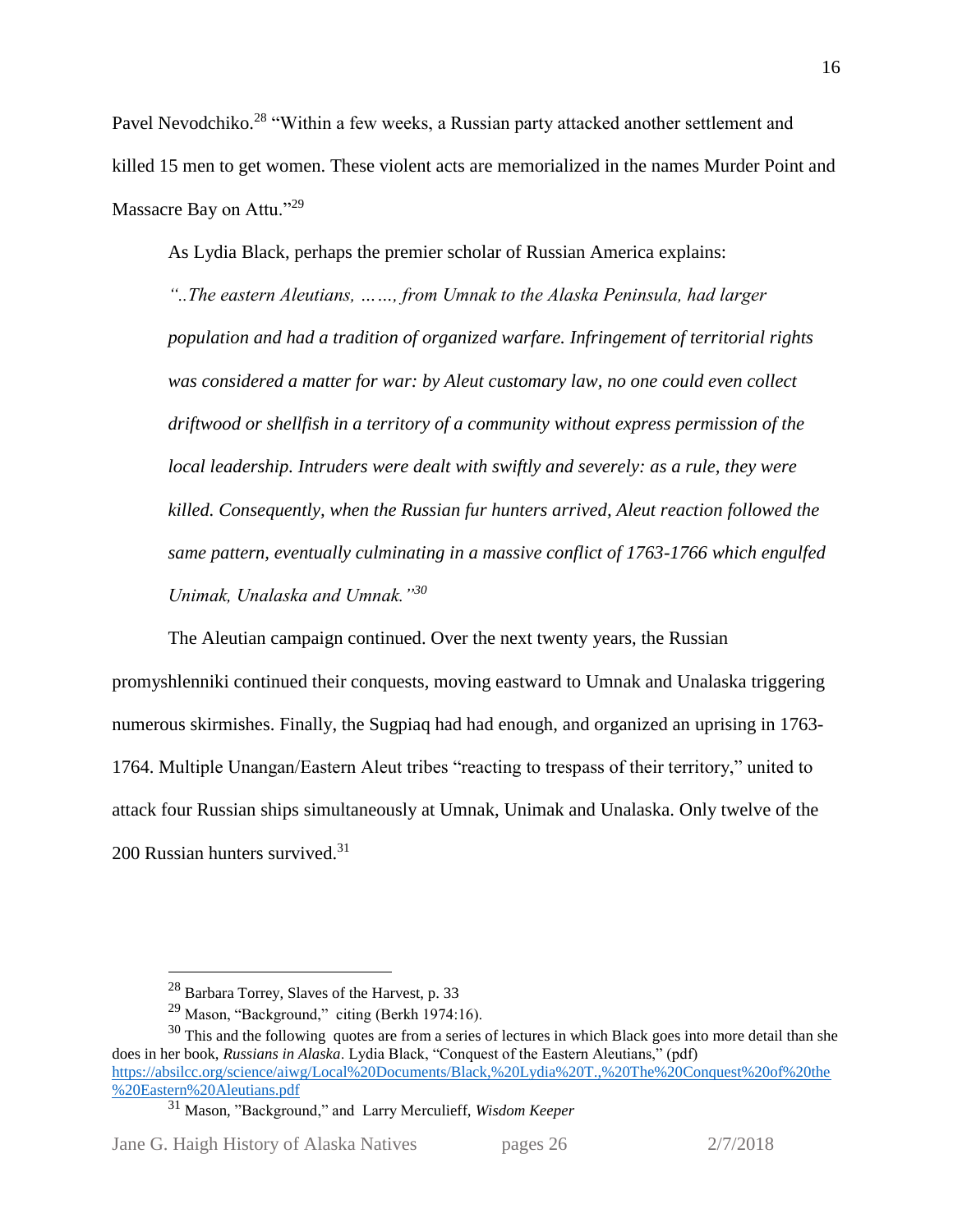Pavel Nevodchiko.[28] "Within a few weeks, a Russian party attacked another settlement and killed 15 men to get women. These violent acts are memorialized in the names Murder Point and Massacre Bay on Attu."[29]

As Lydia Black, perhaps the premier scholar of Russian America explains:

*"..The eastern Aleutians, ……, from Umnak to the Alaska Peninsula, had larger population and had a tradition of organized warfare. Infringement of territorial rights was considered a matter for war: by Aleut customary law, no one could even collect driftwood or shellfish in a territory of a community without express permission of the local leadership. Intruders were dealt with swiftly and severely: as a rule, they were killed. Consequently, when the Russian fur hunters arrived, Aleut reaction followed the same pattern, eventually culminating in a massive conflict of 1763-1766 which engulfed Unimak, Unalaska and Umnak."*[30]

The Aleutian campaign continued. Over the next twenty years, the Russian promyshlenniki continued their conquests, moving eastward to Umnak and Unalaska triggering numerous skirmishes. Finally, the Sugpiaq had had enough, and organized an uprising in 1763-1764. Multiple Unangan/Eastern Aleut tribes "reacting to trespass of their territory," united to attack four Russian ships simultaneously at Umnak, Unimak and Unalaska. Only twelve of the 200 Russian hunters survived.[31]

---

[28] Barbara Torrey, Slaves of the Harvest, p. 33

[29] Mason, "Background," citing (Berkh 1974:16).

[30] This and the following quotes are from a series of lectures in which Black goes into more detail than she does in her book, *Russians in Alaska*. Lydia Black, "Conquest of the Eastern Aleutians," (pdf) https://absilcc.org/science/aiwg/Local%20Documents/Black,%20Lydia%20T.,%20The%20Conquest%20of%20the%20Eastern%20Aleutians.pdf

[31] Mason, "Background," and Larry Merculieff, *Wisdom Keeper*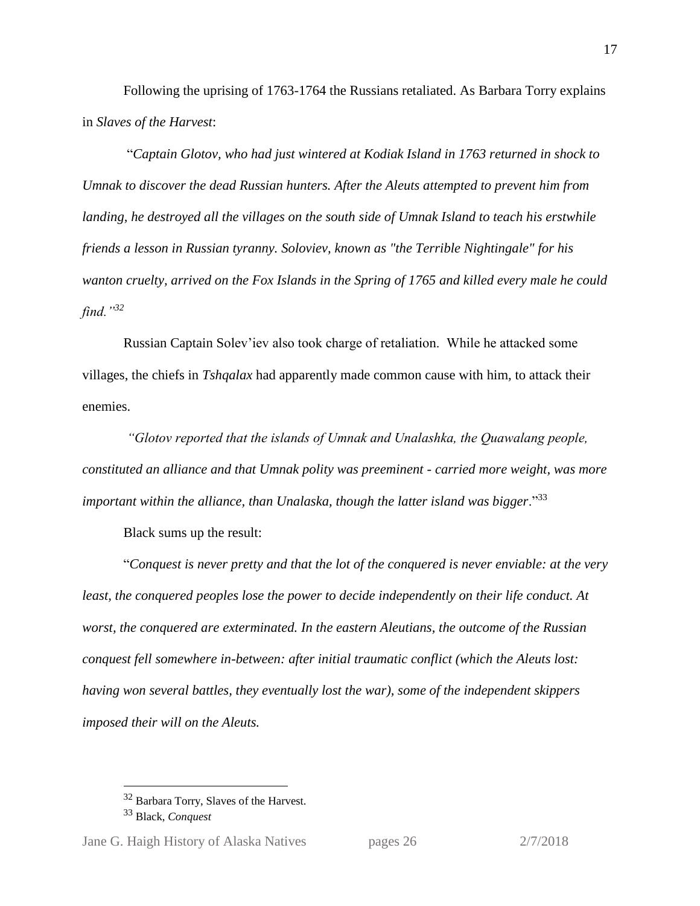Following the uprising of 1763-1764 the Russians retaliated. As Barbara Torry explains in *Slaves of the Harvest*:

"*Captain Glotov, who had just wintered at Kodiak Island in 1763 returned in shock to Umnak to discover the dead Russian hunters. After the Aleuts attempted to prevent him from landing, he destroyed all the villages on the south side of Umnak Island to teach his erstwhile friends a lesson in Russian tyranny. Soloviev, known as "the Terrible Nightingale" for his wanton cruelty, arrived on the Fox Islands in the Spring of 1765 and killed every male he could find."*[32]

Russian Captain Solev'iev also took charge of retaliation. While he attacked some villages, the chiefs in *Tshqalax* had apparently made common cause with him, to attack their enemies.

*"Glotov reported that the islands of Umnak and Unalashka, the Quawalang people, constituted an alliance and that Umnak polity was preeminent - carried more weight, was more important within the alliance, than Unalaska, though the latter island was bigger*."[33]

Black sums up the result:

"*Conquest is never pretty and that the lot of the conquered is never enviable: at the very least, the conquered peoples lose the power to decide independently on their life conduct. At worst, the conquered are exterminated. In the eastern Aleutians, the outcome of the Russian conquest fell somewhere in-between: after initial traumatic conflict (which the Aleuts lost: having won several battles, they eventually lost the war), some of the independent skippers imposed their will on the Aleuts.*

---

[32] Barbara Torry, Slaves of the Harvest.

[33] Black, *Conquest*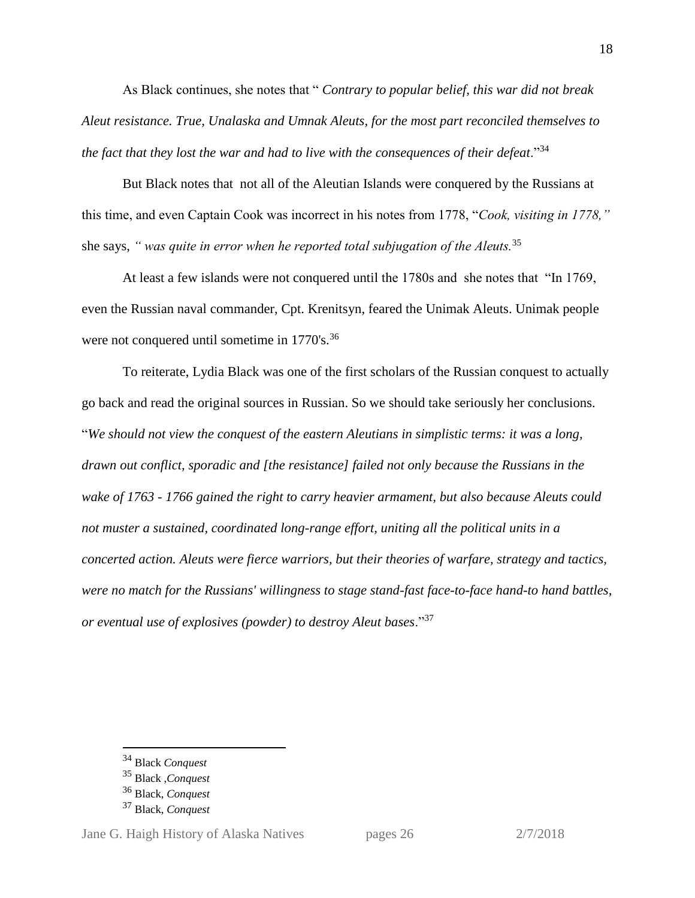As Black continues, she notes that " *Contrary to popular belief, this war did not break Aleut resistance. True, Unalaska and Umnak Aleuts, for the most part reconciled themselves to the fact that they lost the war and had to live with the consequences of their defeat*."[34]

But Black notes that not all of the Aleutian Islands were conquered by the Russians at this time, and even Captain Cook was incorrect in his notes from 1778, "*Cook, visiting in 1778,"* she says, *" was quite in error when he reported total subjugation of the Aleuts.*[35]

At least a few islands were not conquered until the 1780s and she notes that "In 1769, even the Russian naval commander, Cpt. Krenitsyn, feared the Unimak Aleuts. Unimak people were not conquered until sometime in 1770's.[36]

To reiterate, Lydia Black was one of the first scholars of the Russian conquest to actually go back and read the original sources in Russian. So we should take seriously her conclusions. "*We should not view the conquest of the eastern Aleutians in simplistic terms: it was a long, drawn out conflict, sporadic and [the resistance] failed not only because the Russians in the wake of 1763 - 1766 gained the right to carry heavier armament, but also because Aleuts could not muster a sustained, coordinated long-range effort, uniting all the political units in a concerted action. Aleuts were fierce warriors, but their theories of warfare, strategy and tactics, were no match for the Russians' willingness to stage stand-fast face-to-face hand-to hand battles, or eventual use of explosives (powder) to destroy Aleut bases*."[37]

---

[34] Black *Conquest*

[35] Black *,Conquest*

[36] Black, *Conquest*

[37] Black, *Conquest*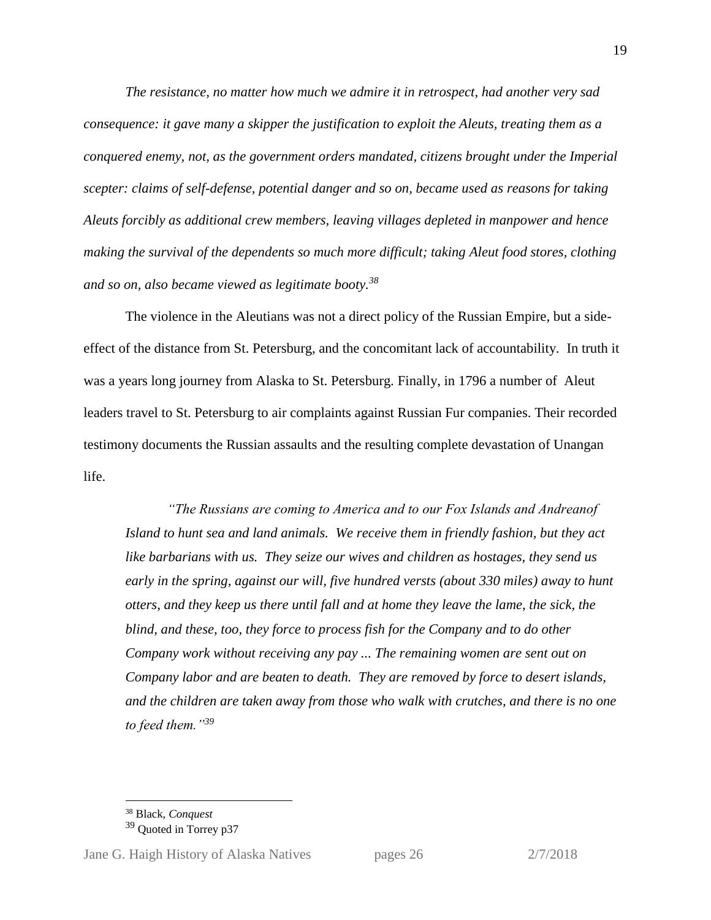*The resistance, no matter how much we admire it in retrospect, had another very sad consequence: it gave many a skipper the justification to exploit the Aleuts, treating them as a conquered enemy, not, as the government orders mandated, citizens brought under the Imperial scepter: claims of self-defense, potential danger and so on, became used as reasons for taking Aleuts forcibly as additional crew members, leaving villages depleted in manpower and hence making the survival of the dependents so much more difficult; taking Aleut food stores, clothing and so on, also became viewed as legitimate booty.*[38]

The violence in the Aleutians was not a direct policy of the Russian Empire, but a side-effect of the distance from St. Petersburg, and the concomitant lack of accountability. In truth it was a years long journey from Alaska to St. Petersburg. Finally, in 1796 a number of Aleut leaders travel to St. Petersburg to air complaints against Russian Fur companies. Their recorded testimony documents the Russian assaults and the resulting complete devastation of Unangan life.

> *"The Russians are coming to America and to our Fox Islands and Andreanof Island to hunt sea and land animals. We receive them in friendly fashion, but they act like barbarians with us. They seize our wives and children as hostages, they send us early in the spring, against our will, five hundred versts (about 330 miles) away to hunt otters, and they keep us there until fall and at home they leave the lame, the sick, the blind, and these, too, they force to process fish for the Company and to do other Company work without receiving any pay ... The remaining women are sent out on Company labor and are beaten to death. They are removed by force to desert islands, and the children are taken away from those who walk with crutches, and there is no one to feed them."*[39]

---

[38] Black, *Conquest*

[39] Quoted in Torrey p37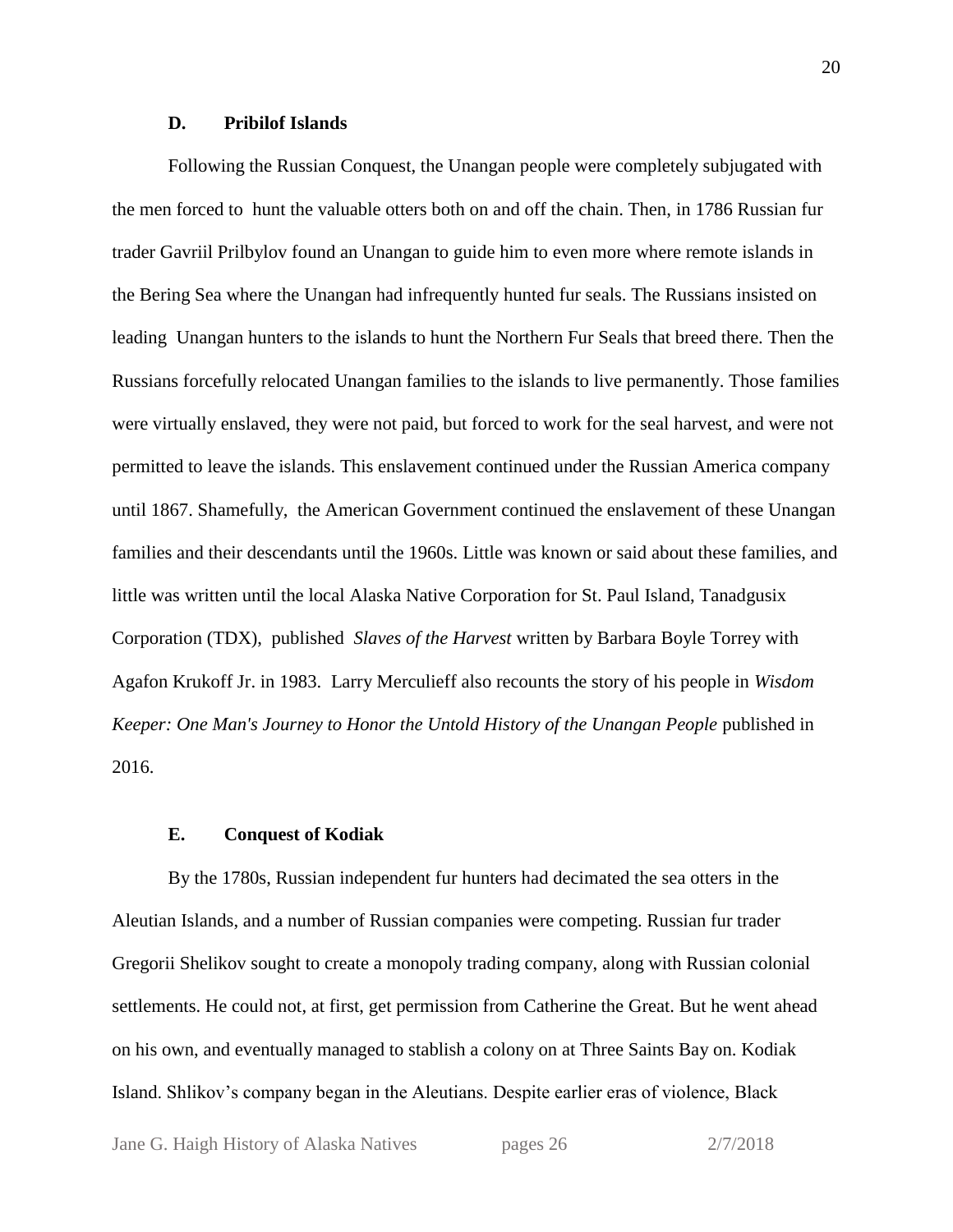### D. Pribilof Islands

Following the Russian Conquest, the Unangan people were completely subjugated with the men forced to hunt the valuable otters both on and off the chain. Then, in 1786 Russian fur trader Gavriil Prilbylov found an Unangan to guide him to even more where remote islands in the Bering Sea where the Unangan had infrequently hunted fur seals. The Russians insisted on leading Unangan hunters to the islands to hunt the Northern Fur Seals that breed there. Then the Russians forcefully relocated Unangan families to the islands to live permanently. Those families were virtually enslaved, they were not paid, but forced to work for the seal harvest, and were not permitted to leave the islands. This enslavement continued under the Russian America company until 1867. Shamefully, the American Government continued the enslavement of these Unangan families and their descendants until the 1960s. Little was known or said about these families, and little was written until the local Alaska Native Corporation for St. Paul Island, Tanadgusix Corporation (TDX), published *Slaves of the Harvest* written by Barbara Boyle Torrey with Agafon Krukoff Jr. in 1983. Larry Merculieff also recounts the story of his people in *Wisdom Keeper: One Man's Journey to Honor the Untold History of the Unangan People* published in 2016.

### E. Conquest of Kodiak

By the 1780s, Russian independent fur hunters had decimated the sea otters in the Aleutian Islands, and a number of Russian companies were competing. Russian fur trader Gregorii Shelikov sought to create a monopoly trading company, along with Russian colonial settlements. He could not, at first, get permission from Catherine the Great. But he went ahead on his own, and eventually managed to stablish a colony on at Three Saints Bay on. Kodiak Island. Shlikov's company began in the Aleutians. Despite earlier eras of violence, Black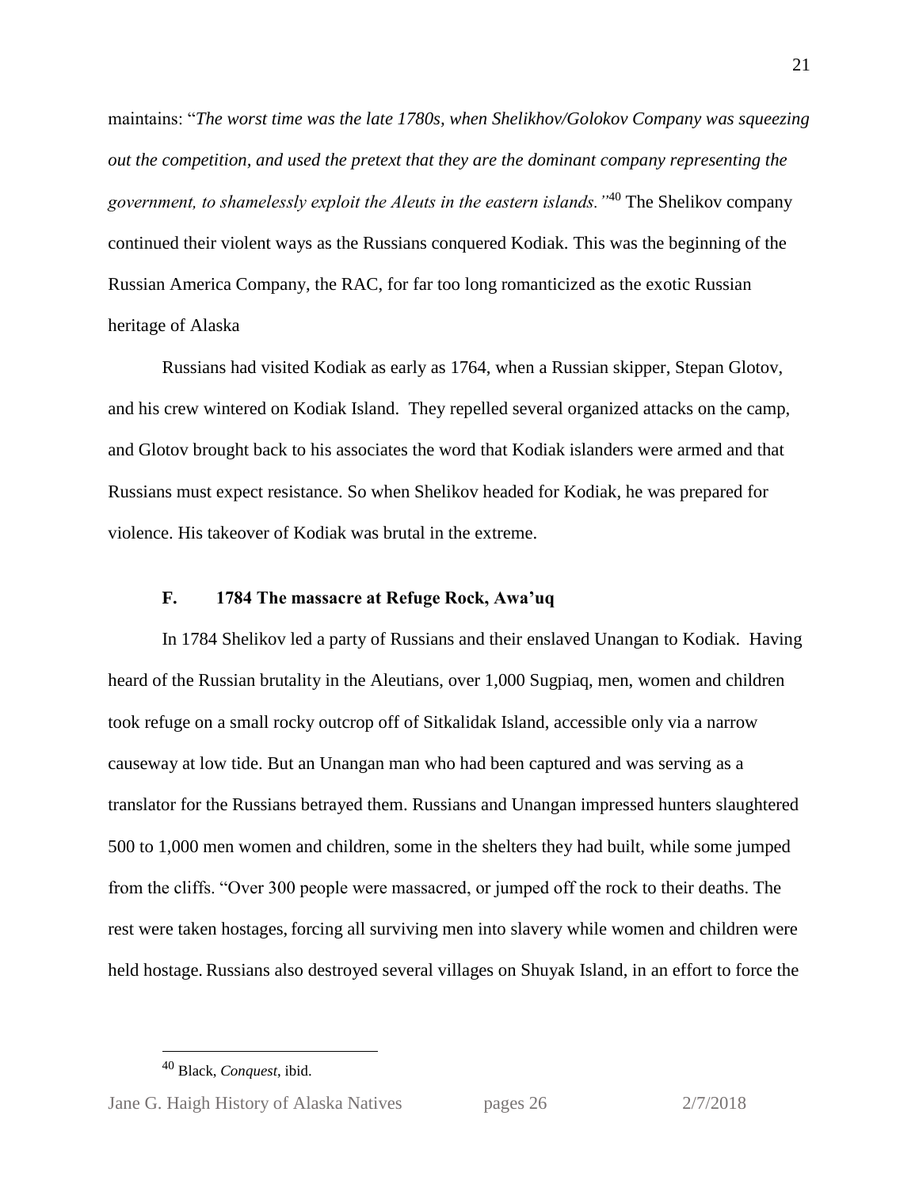maintains: "*The worst time was the late 1780s, when Shelikhov/Golokov Company was squeezing out the competition, and used the pretext that they are the dominant company representing the government, to shamelessly exploit the Aleuts in the eastern islands."*[40] The Shelikov company continued their violent ways as the Russians conquered Kodiak. This was the beginning of the Russian America Company, the RAC, for far too long romanticized as the exotic Russian heritage of Alaska

Russians had visited Kodiak as early as 1764, when a Russian skipper, Stepan Glotov, and his crew wintered on Kodiak Island. They repelled several organized attacks on the camp, and Glotov brought back to his associates the word that Kodiak islanders were armed and that Russians must expect resistance. So when Shelikov headed for Kodiak, he was prepared for violence. His takeover of Kodiak was brutal in the extreme.

### F. 1784 The massacre at Refuge Rock, Awa'uq

In 1784 Shelikov led a party of Russians and their enslaved Unangan to Kodiak. Having heard of the Russian brutality in the Aleutians, over 1,000 Sugpiaq, men, women and children took refuge on a small rocky outcrop off of Sitkalidak Island, accessible only via a narrow causeway at low tide. But an Unangan man who had been captured and was serving as a translator for the Russians betrayed them. Russians and Unangan impressed hunters slaughtered 500 to 1,000 men women and children, some in the shelters they had built, while some jumped from the cliffs. "Over 300 people were massacred, or jumped off the rock to their deaths. The rest were taken hostages, forcing all surviving men into slavery while women and children were held hostage. Russians also destroyed several villages on Shuyak Island, in an effort to force the

---

[40] Black, *Conquest*, ibid.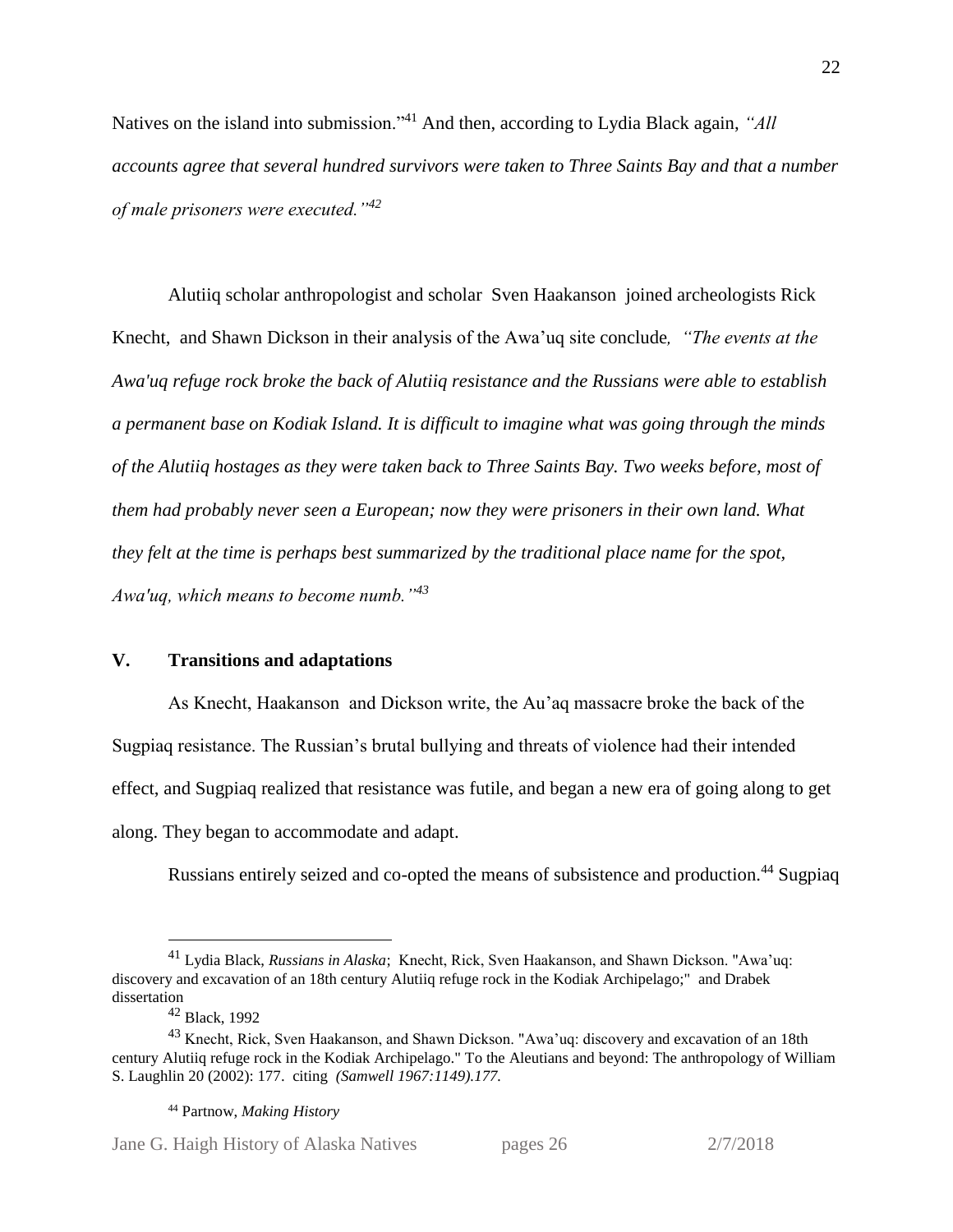Natives on the island into submission."[41] And then, according to Lydia Black again, *"All accounts agree that several hundred survivors were taken to Three Saints Bay and that a number of male prisoners were executed."[42]*

Alutiiq scholar anthropologist and scholar Sven Haakanson joined archeologists Rick Knecht, and Shawn Dickson in their analysis of the Awa'uq site conclude*, "The events at the Awa'uq refuge rock broke the back of Alutiiq resistance and the Russians were able to establish a permanent base on Kodiak Island. It is difficult to imagine what was going through the minds of the Alutiiq hostages as they were taken back to Three Saints Bay. Two weeks before, most of them had probably never seen a European; now they were prisoners in their own land. What they felt at the time is perhaps best summarized by the traditional place name for the spot, Awa'uq, which means to become numb."[43]*

## V. Transitions and adaptations

As Knecht, Haakanson and Dickson write, the Au'aq massacre broke the back of the Sugpiaq resistance. The Russian's brutal bullying and threats of violence had their intended effect, and Sugpiaq realized that resistance was futile, and began a new era of going along to get along. They began to accommodate and adapt.

Russians entirely seized and co-opted the means of subsistence and production.[44] Sugpiaq

---

[41] Lydia Black, *Russians in Alaska*; Knecht, Rick, Sven Haakanson, and Shawn Dickson. "Awa'uq: discovery and excavation of an 18th century Alutiiq refuge rock in the Kodiak Archipelago;" and Drabek dissertation

[42] Black, 1992

[43] Knecht, Rick, Sven Haakanson, and Shawn Dickson. "Awa'uq: discovery and excavation of an 18th century Alutiiq refuge rock in the Kodiak Archipelago." To the Aleutians and beyond: The anthropology of William S. Laughlin 20 (2002): 177. citing *(Samwell 1967:1149).177.*

[44] Partnow, *Making History*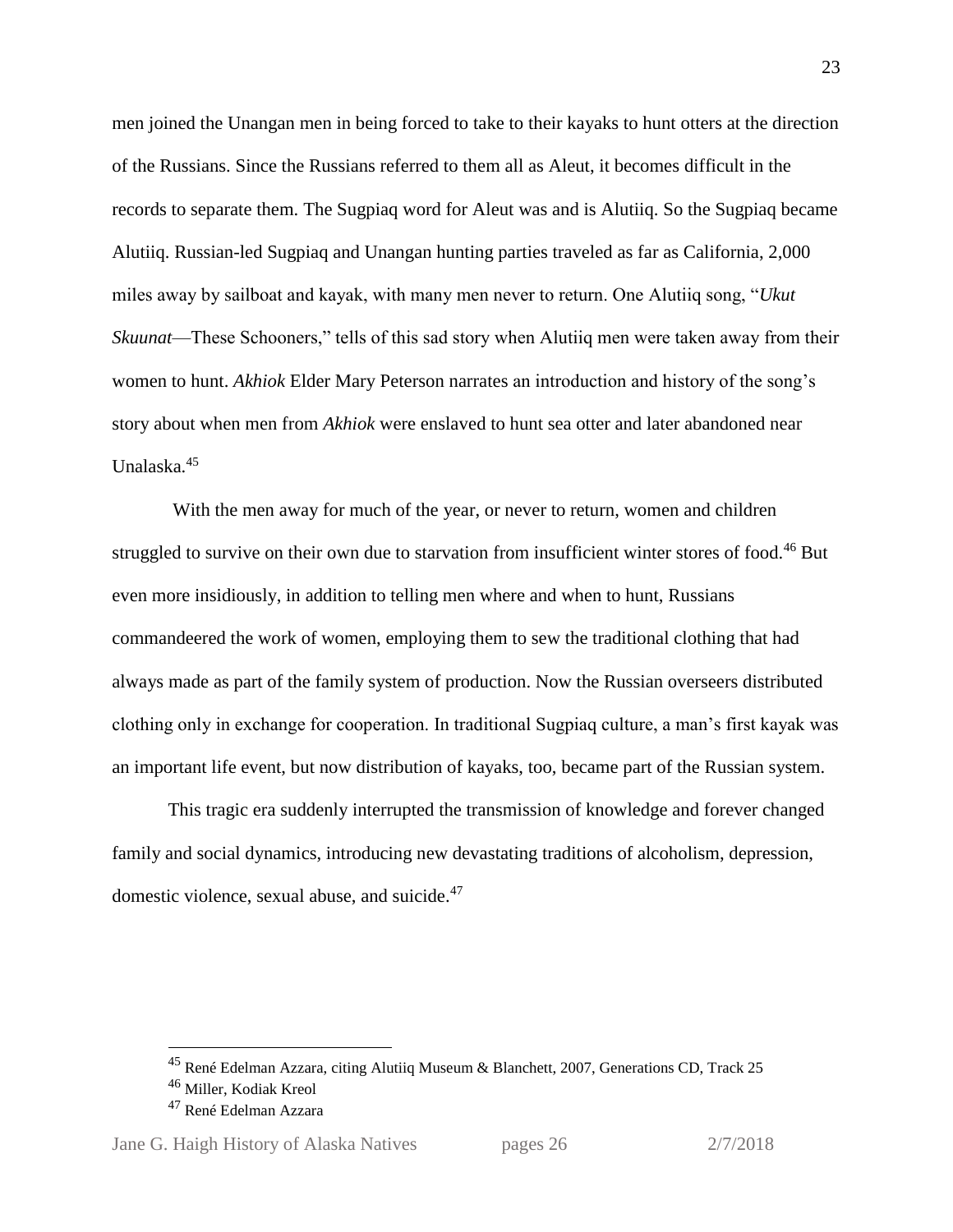men joined the Unangan men in being forced to take to their kayaks to hunt otters at the direction of the Russians. Since the Russians referred to them all as Aleut, it becomes difficult in the records to separate them. The Sugpiaq word for Aleut was and is Alutiiq. So the Sugpiaq became Alutiiq. Russian-led Sugpiaq and Unangan hunting parties traveled as far as California, 2,000 miles away by sailboat and kayak, with many men never to return. One Alutiiq song, "*Ukut Skuunat*—These Schooners," tells of this sad story when Alutiiq men were taken away from their women to hunt. *Akhiok* Elder Mary Peterson narrates an introduction and history of the song's story about when men from *Akhiok* were enslaved to hunt sea otter and later abandoned near Unalaska.[45]

With the men away for much of the year, or never to return, women and children struggled to survive on their own due to starvation from insufficient winter stores of food.[46] But even more insidiously, in addition to telling men where and when to hunt, Russians commandeered the work of women, employing them to sew the traditional clothing that had always made as part of the family system of production. Now the Russian overseers distributed clothing only in exchange for cooperation. In traditional Sugpiaq culture, a man's first kayak was an important life event, but now distribution of kayaks, too, became part of the Russian system.

This tragic era suddenly interrupted the transmission of knowledge and forever changed family and social dynamics, introducing new devastating traditions of alcoholism, depression, domestic violence, sexual abuse, and suicide.[47]

---

[45] René Edelman Azzara, citing Alutiiq Museum & Blanchett, 2007, Generations CD, Track 25

[46] Miller, Kodiak Kreol

[47] René Edelman Azzara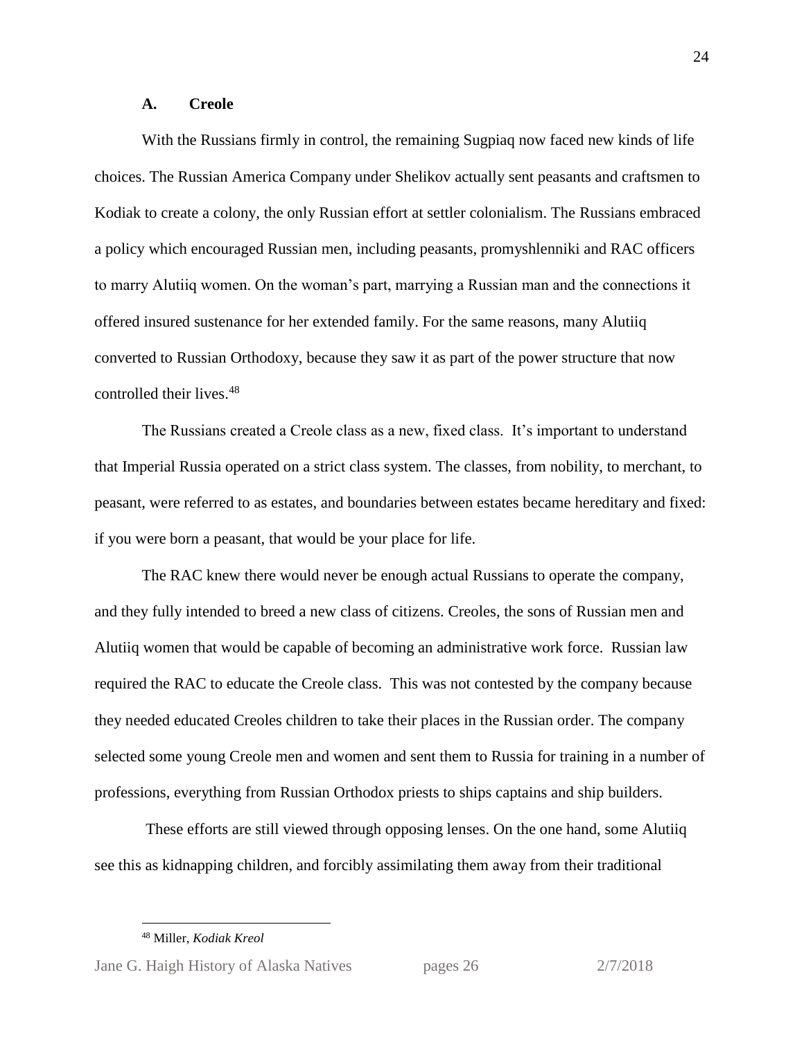### A. Creole

With the Russians firmly in control, the remaining Sugpiaq now faced new kinds of life choices. The Russian America Company under Shelikov actually sent peasants and craftsmen to Kodiak to create a colony, the only Russian effort at settler colonialism. The Russians embraced a policy which encouraged Russian men, including peasants, promyshlenniki and RAC officers to marry Alutiiq women. On the woman's part, marrying a Russian man and the connections it offered insured sustenance for her extended family. For the same reasons, many Alutiiq converted to Russian Orthodoxy, because they saw it as part of the power structure that now controlled their lives.[48]

The Russians created a Creole class as a new, fixed class. It's important to understand that Imperial Russia operated on a strict class system. The classes, from nobility, to merchant, to peasant, were referred to as estates, and boundaries between estates became hereditary and fixed: if you were born a peasant, that would be your place for life.

The RAC knew there would never be enough actual Russians to operate the company, and they fully intended to breed a new class of citizens. Creoles, the sons of Russian men and Alutiiq women that would be capable of becoming an administrative work force. Russian law required the RAC to educate the Creole class. This was not contested by the company because they needed educated Creoles children to take their places in the Russian order. The company selected some young Creole men and women and sent them to Russia for training in a number of professions, everything from Russian Orthodox priests to ships captains and ship builders.

These efforts are still viewed through opposing lenses. On the one hand, some Alutiiq see this as kidnapping children, and forcibly assimilating them away from their traditional

---

[48] Miller, *Kodiak Kreol*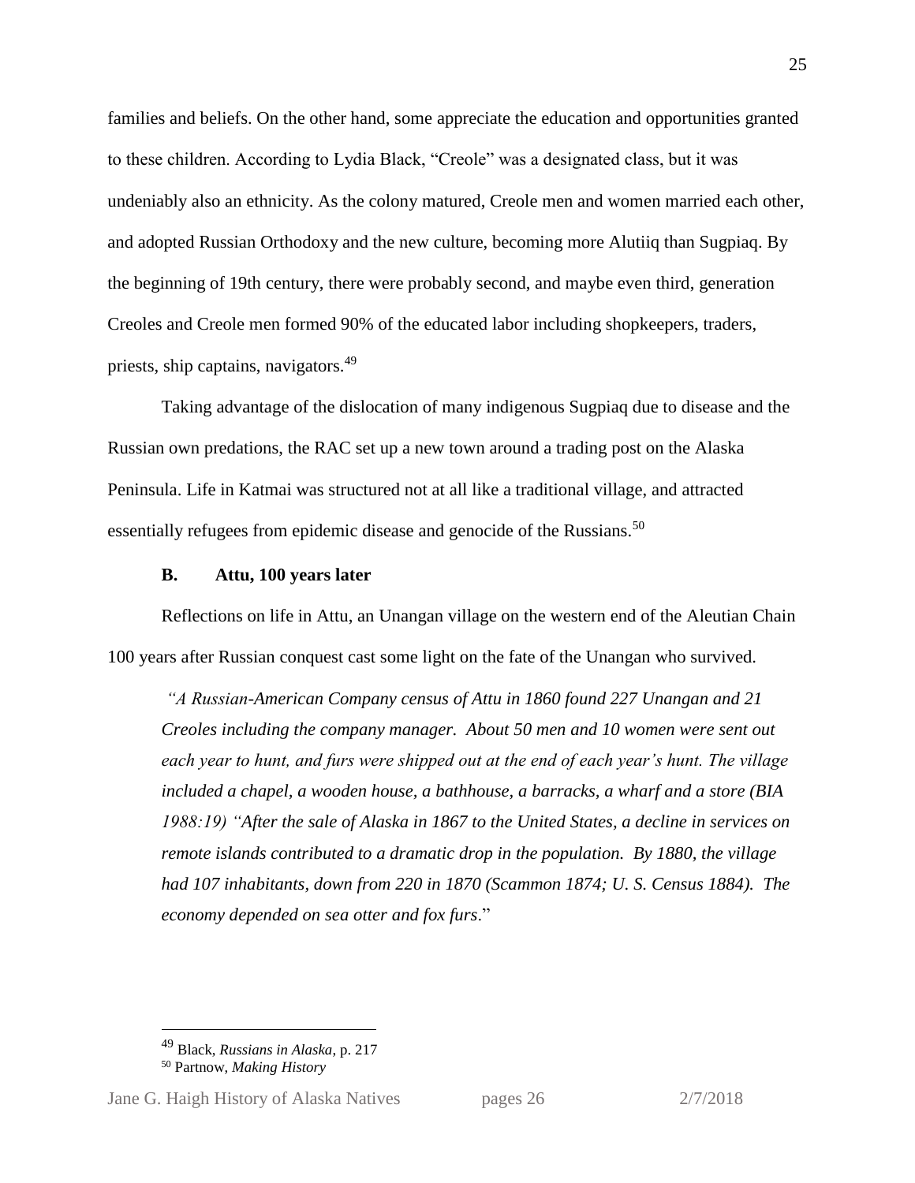families and beliefs. On the other hand, some appreciate the education and opportunities granted to these children. According to Lydia Black, "Creole" was a designated class, but it was undeniably also an ethnicity. As the colony matured, Creole men and women married each other, and adopted Russian Orthodoxy and the new culture, becoming more Alutiiq than Sugpiaq. By the beginning of 19th century, there were probably second, and maybe even third, generation Creoles and Creole men formed 90% of the educated labor including shopkeepers, traders, priests, ship captains, navigators.[49]

Taking advantage of the dislocation of many indigenous Sugpiaq due to disease and the Russian own predations, the RAC set up a new town around a trading post on the Alaska Peninsula. Life in Katmai was structured not at all like a traditional village, and attracted essentially refugees from epidemic disease and genocide of the Russians.[50]

### B. Attu, 100 years later

Reflections on life in Attu, an Unangan village on the western end of the Aleutian Chain 100 years after Russian conquest cast some light on the fate of the Unangan who survived.

> *"A Russian-American Company census of Attu in 1860 found 227 Unangan and 21 Creoles including the company manager. About 50 men and 10 women were sent out each year to hunt, and furs were shipped out at the end of each year's hunt. The village included a chapel, a wooden house, a bathhouse, a barracks, a wharf and a store (BIA 1988:19) "After the sale of Alaska in 1867 to the United States, a decline in services on remote islands contributed to a dramatic drop in the population. By 1880, the village had 107 inhabitants, down from 220 in 1870 (Scammon 1874; U. S. Census 1884). The economy depended on sea otter and fox furs*."

---

[49] Black, *Russians in Alaska*, p. 217

[50] Partnow, *Making History*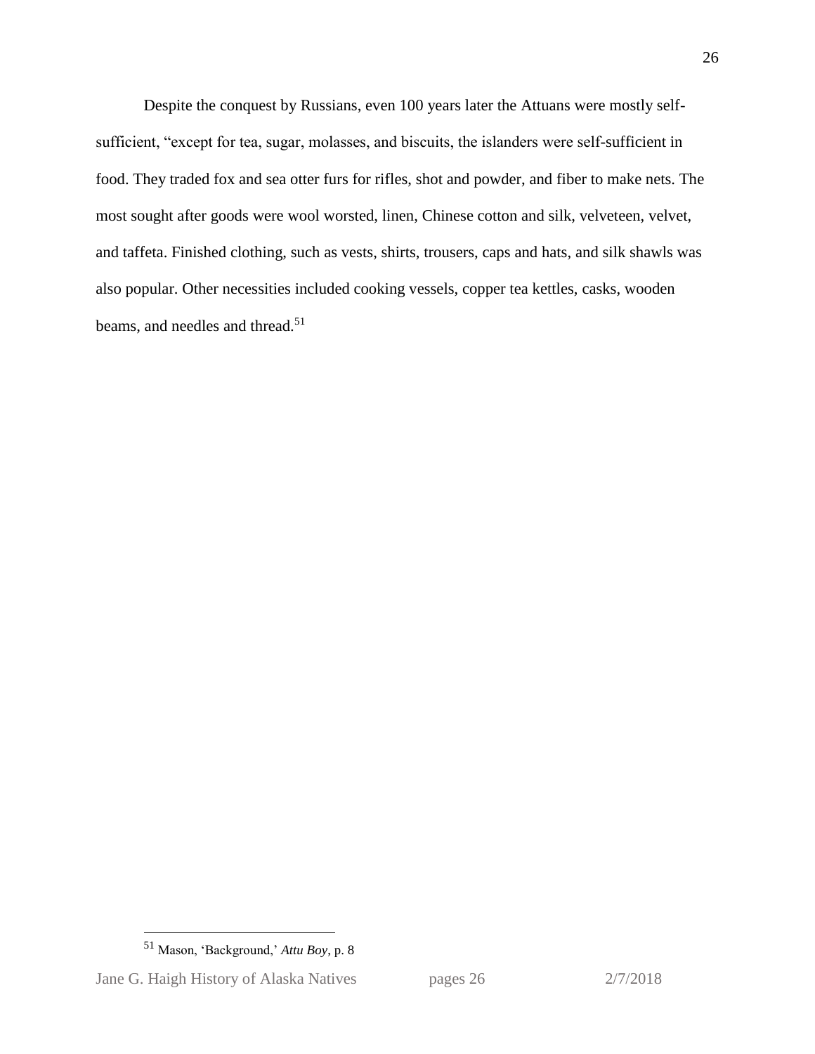Despite the conquest by Russians, even 100 years later the Attuans were mostly self-sufficient, "except for tea, sugar, molasses, and biscuits, the islanders were self-sufficient in food. They traded fox and sea otter furs for rifles, shot and powder, and fiber to make nets. The most sought after goods were wool worsted, linen, Chinese cotton and silk, velveteen, velvet, and taffeta. Finished clothing, such as vests, shirts, trousers, caps and hats, and silk shawls was also popular. Other necessities included cooking vessels, copper tea kettles, casks, wooden beams, and needles and thread.[51]

[51] Mason, 'Background,' *Attu Boy*, p. 8